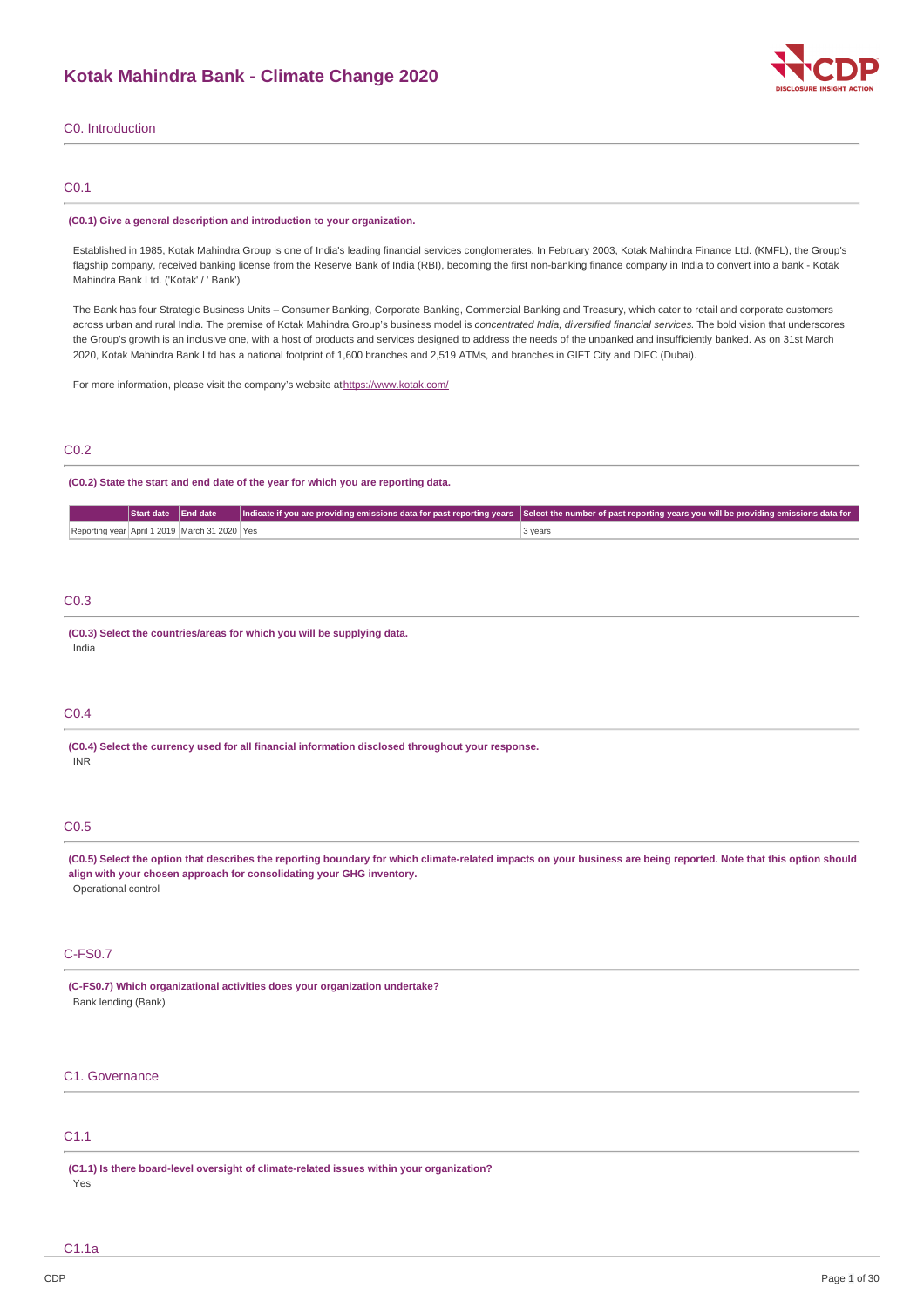# Kotak Mahindra Bank - Climate Change 2020

## C0. Introduction

### C0.1

**(C0.1) Give a general description and introduction to your organization.**

Established in 1985, Kotak Mahindra Group is one of India's leading financial services conglomerates. In February 2003, Kotak Mahindra Finance Ltd. (KMFL), the Group's flagship company, received banking license from the Reserve Bank of India (RBI), becoming the first non-banking finance company in India to convert into a bank - Kotak Mahindra Bank Ltd. ('Kotak' / ' Bank')

The Bank has four Strategic Business Units – Consumer Banking, Corporate Banking, Commercial Banking and Treasury, which cater to retail and corporate customers across urban and rural India. The premise of Kotak Mahindra Group's business model is *concentrated India, diversified financial services.* The bold vision that underscores the Group's growth is an inclusive one, with a host of products and services designed to address the needs of the unbanked and insufficiently banked. As on 31st March 2020, Kotak Mahindra Bank Ltd has a national footprint of 1,600 branches and 2,519 ATMs, and branches in GIFT City and DIFC (Dubai).

For more information, please visit the company's website at https://www.kotak.com/

### C0.2

**(C0.2) State the start and end date of the year for which you are reporting data.**

| | Start date | End date | Indicate if you are providing emissions data for past reporting years | Select the number of past reporting years you will be providing emissions data for |
|---|---|---|---|---|
| Reporting year | April 1 2019 | March 31 2020 | Yes | 3 years |

### C0.3

**(C0.3) Select the countries/areas for which you will be supplying data.**

India

### C0.4

**(C0.4) Select the currency used for all financial information disclosed throughout your response.**

INR

### C0.5

**(C0.5) Select the option that describes the reporting boundary for which climate-related impacts on your business are being reported. Note that this option should align with your chosen approach for consolidating your GHG inventory.**

Operational control

### C-FS0.7

**(C-FS0.7) Which organizational activities does your organization undertake?**

Bank lending (Bank)

## C1. Governance

### C1.1

**(C1.1) Is there board-level oversight of climate-related issues within your organization?**

Yes

### C1.1a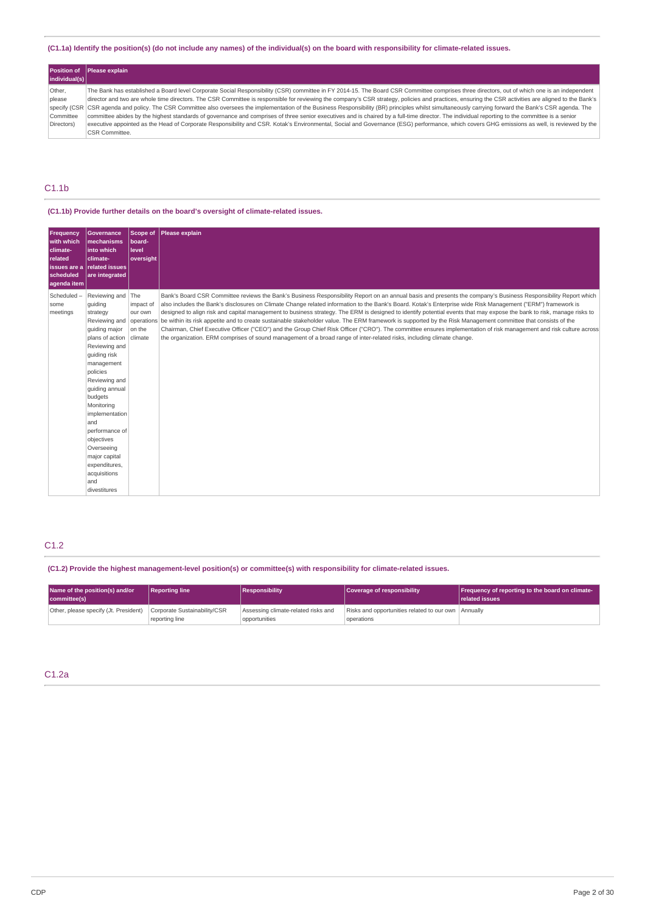(C1.1a) Identify the position(s) (do not include any names) of the individual(s) on the board with responsibility for climate-related issues.

| Position of individual(s) | Please explain |
|---|---|
| Other, please specify (CSR Committee Directors) | The Bank has established a Board level Corporate Social Responsibility (CSR) committee in FY 2014-15. The Board CSR Committee comprises three directors, out of which one is an independent director and two are whole time directors. The CSR Committee is responsible for reviewing the company's CSR strategy, policies and practices, ensuring the CSR activities are aligned to the Bank's CSR agenda and policy. The CSR Committee also oversees the implementation of the Business Responsibility (BR) principles whilst simultaneously carrying forward the Bank's CSR agenda. The committee abides by the highest standards of governance and comprises of three senior executives and is chaired by a full-time director. The individual reporting to the committee is a senior executive appointed as the Head of Corporate Responsibility and CSR. Kotak's Environmental, Social and Governance (ESG) performance, which covers GHG emissions as well, is reviewed by the CSR Committee. |

## C1.1b

(C1.1b) Provide further details on the board's oversight of climate-related issues.

| Frequency with which climate-related issues are a scheduled agenda item | Governance mechanisms into which climate-related issues are integrated | Scope of board-level oversight | Please explain |
|---|---|---|---|
| Scheduled – some meetings | Reviewing and guiding strategy Reviewing and guiding major plans of action Reviewing and guiding risk management policies Reviewing and guiding annual budgets Monitoring implementation and performance of objectives Overseeing major capital expenditures, acquisitions and divestitures | The impact of our own operations on the climate | Bank's Board CSR Committee reviews the Bank's Business Responsibility Report on an annual basis and presents the company's Business Responsibility Report which also includes the Bank's disclosures on Climate Change related information to the Bank's Board. Kotak's Enterprise wide Risk Management ("ERM") framework is designed to align risk and capital management to business strategy. The ERM is designed to identify potential events that may expose the bank to risk, manage risks to be within its risk appetite and to create sustainable stakeholder value. The ERM framework is supported by the Risk Management committee that consists of the Chairman, Chief Executive Officer ("CEO") and the Group Chief Risk Officer ("CRO"). The committee ensures implementation of risk management and risk culture across the organization. ERM comprises of sound management of a broad range of inter-related risks, including climate change. |

## C1.2

(C1.2) Provide the highest management-level position(s) or committee(s) with responsibility for climate-related issues.

| Name of the position(s) and/or committee(s) | Reporting line | Responsibility | Coverage of responsibility | Frequency of reporting to the board on climate-related issues |
|---|---|---|---|---|
| Other, please specify (Jt. President) | Corporate Sustainability/CSR reporting line | Assessing climate-related risks and opportunities | Risks and opportunities related to our own operations | Annually |

## C1.2a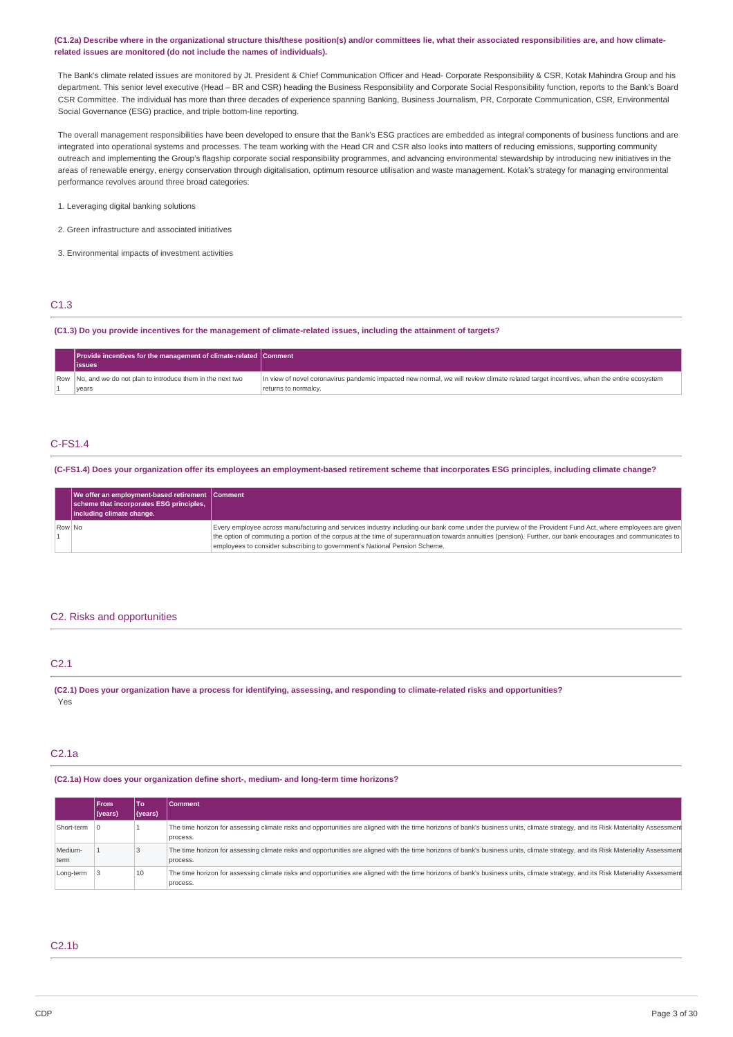**(C1.2a) Describe where in the organizational structure this/these position(s) and/or committees lie, what their associated responsibilities are, and how climate-related issues are monitored (do not include the names of individuals).**

The Bank's climate related issues are monitored by Jt. President & Chief Communication Officer and Head- Corporate Responsibility & CSR, Kotak Mahindra Group and his department. This senior level executive (Head – BR and CSR) heading the Business Responsibility and Corporate Social Responsibility function, reports to the Bank's Board CSR Committee. The individual has more than three decades of experience spanning Banking, Business Journalism, PR, Corporate Communication, CSR, Environmental Social Governance (ESG) practice, and triple bottom-line reporting.

The overall management responsibilities have been developed to ensure that the Bank's ESG practices are embedded as integral components of business functions and are integrated into operational systems and processes. The team working with the Head CR and CSR also looks into matters of reducing emissions, supporting community outreach and implementing the Group's flagship corporate social responsibility programmes, and advancing environmental stewardship by introducing new initiatives in the areas of renewable energy, energy conservation through digitalisation, optimum resource utilisation and waste management. Kotak's strategy for managing environmental performance revolves around three broad categories:

1. Leveraging digital banking solutions

2. Green infrastructure and associated initiatives

3. Environmental impacts of investment activities

## C1.3

**(C1.3) Do you provide incentives for the management of climate-related issues, including the attainment of targets?**

| | Provide incentives for the management of climate-related issues | Comment |
|---|---|---|
| Row 1 | No, and we do not plan to introduce them in the next two years | In view of novel coronavirus pandemic impacted new normal, we will review climate related target incentives, when the entire ecosystem returns to normalcy. |

## C-FS1.4

**(C-FS1.4) Does your organization offer its employees an employment-based retirement scheme that incorporates ESG principles, including climate change?**

| | We offer an employment-based retirement scheme that incorporates ESG principles, including climate change. | Comment |
|---|---|---|
| Row 1 | No | Every employee across manufacturing and services industry including our bank come under the purview of the Provident Fund Act, where employees are given the option of commuting a portion of the corpus at the time of superannuation towards annuities (pension). Further, our bank encourages and communicates to employees to consider subscribing to government's National Pension Scheme. |

# C2. Risks and opportunities

## C2.1

**(C2.1) Does your organization have a process for identifying, assessing, and responding to climate-related risks and opportunities?**

Yes

## C2.1a

**(C2.1a) How does your organization define short-, medium- and long-term time horizons?**

| | From (years) | To (years) | Comment |
|---|---|---|---|
| Short-term | 0 | 1 | The time horizon for assessing climate risks and opportunities are aligned with the time horizons of bank's business units, climate strategy, and its Risk Materiality Assessment process. |
| Medium-term | 1 | 3 | The time horizon for assessing climate risks and opportunities are aligned with the time horizons of bank's business units, climate strategy, and its Risk Materiality Assessment process. |
| Long-term | 3 | 10 | The time horizon for assessing climate risks and opportunities are aligned with the time horizons of bank's business units, climate strategy, and its Risk Materiality Assessment process. |

## C2.1b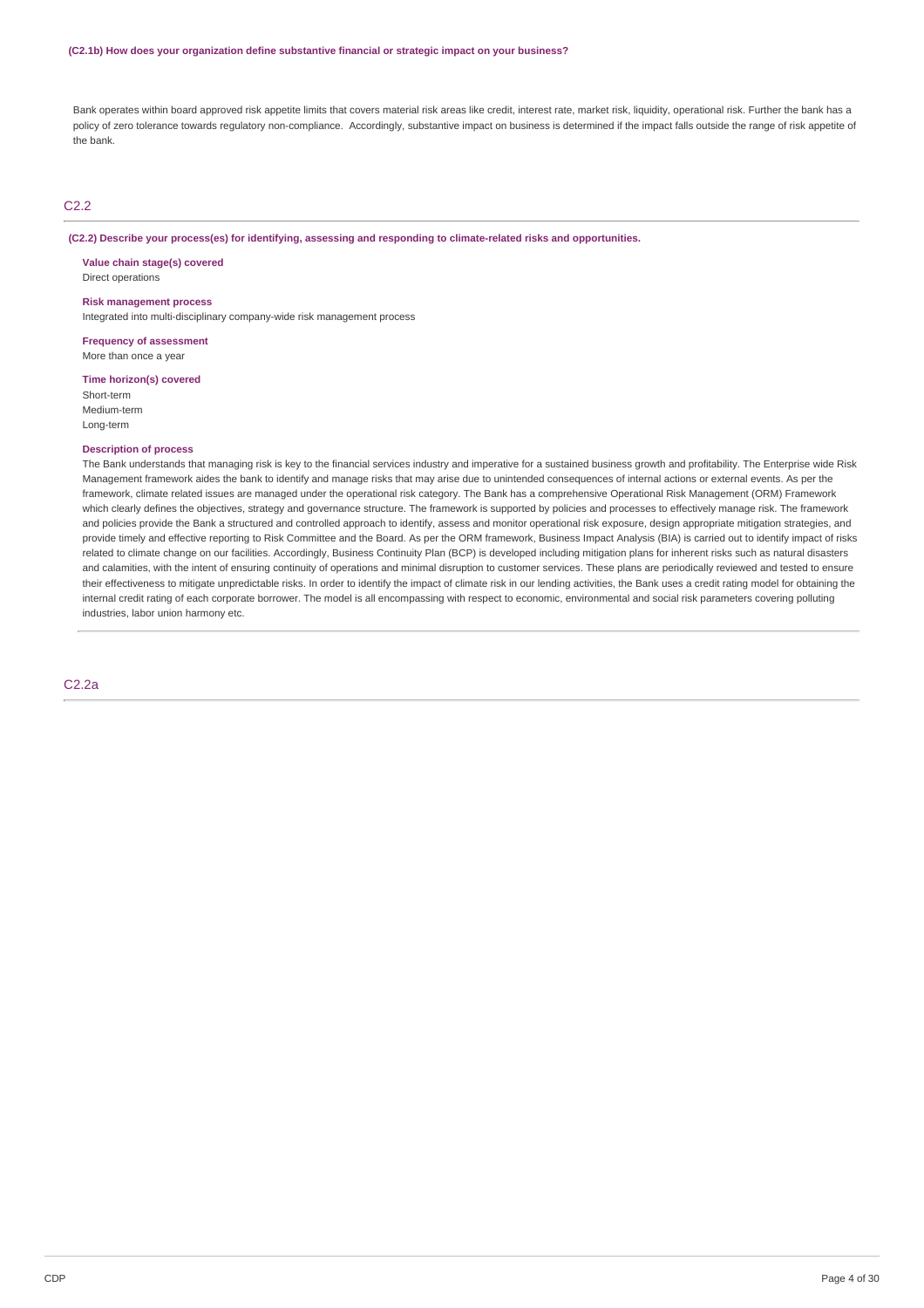**(C2.1b) How does your organization define substantive financial or strategic impact on your business?**

Bank operates within board approved risk appetite limits that covers material risk areas like credit, interest rate, market risk, liquidity, operational risk. Further the bank has a policy of zero tolerance towards regulatory non-compliance. Accordingly, substantive impact on business is determined if the impact falls outside the range of risk appetite of the bank.

## C2.2

**(C2.2) Describe your process(es) for identifying, assessing and responding to climate-related risks and opportunities.**

**Value chain stage(s) covered**
Direct operations

**Risk management process**
Integrated into multi-disciplinary company-wide risk management process

**Frequency of assessment**
More than once a year

**Time horizon(s) covered**
Short-term
Medium-term
Long-term

**Description of process**
The Bank understands that managing risk is key to the financial services industry and imperative for a sustained business growth and profitability. The Enterprise wide Risk Management framework aides the bank to identify and manage risks that may arise due to unintended consequences of internal actions or external events. As per the framework, climate related issues are managed under the operational risk category. The Bank has a comprehensive Operational Risk Management (ORM) Framework which clearly defines the objectives, strategy and governance structure. The framework is supported by policies and processes to effectively manage risk. The framework and policies provide the Bank a structured and controlled approach to identify, assess and monitor operational risk exposure, design appropriate mitigation strategies, and provide timely and effective reporting to Risk Committee and the Board. As per the ORM framework, Business Impact Analysis (BIA) is carried out to identify impact of risks related to climate change on our facilities. Accordingly, Business Continuity Plan (BCP) is developed including mitigation plans for inherent risks such as natural disasters and calamities, with the intent of ensuring continuity of operations and minimal disruption to customer services. These plans are periodically reviewed and tested to ensure their effectiveness to mitigate unpredictable risks. In order to identify the impact of climate risk in our lending activities, the Bank uses a credit rating model for obtaining the internal credit rating of each corporate borrower. The model is all encompassing with respect to economic, environmental and social risk parameters covering polluting industries, labor union harmony etc.

## C2.2a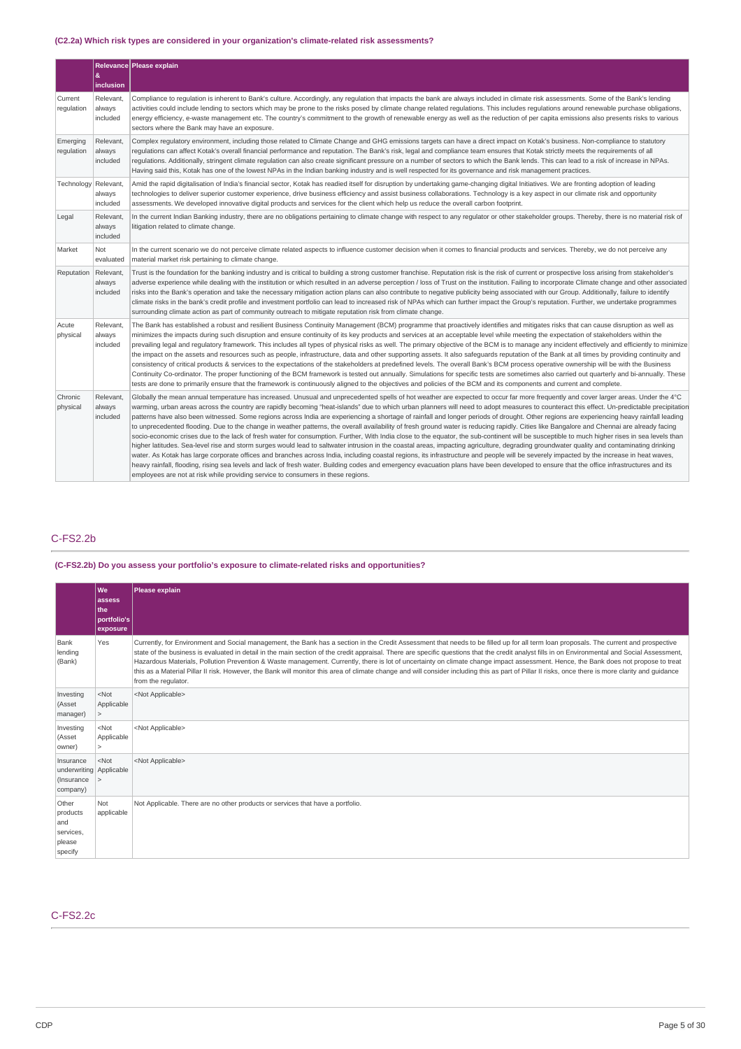### (C2.2a) Which risk types are considered in your organization's climate-related risk assessments?

| | Relevance & inclusion | Please explain |
|---|---|---|
| Current regulation | Relevant, always included | Compliance to regulation is inherent to Bank's culture. Accordingly, any regulation that impacts the bank are always included in climate risk assessments. Some of the Bank's lending activities could include lending to sectors which may be prone to the risks posed by climate change related regulations. This includes regulations around renewable purchase obligations, energy efficiency, e-waste management etc. The country's commitment to the growth of renewable energy as well as the reduction of per capita emissions also presents risks to various sectors where the Bank may have an exposure. |
| Emerging regulation | Relevant, always included | Complex regulatory environment, including those related to Climate Change and GHG emissions targets can have a direct impact on Kotak's business. Non-compliance to statutory regulations can affect Kotak's overall financial performance and reputation. The Bank's risk, legal and compliance team ensures that Kotak strictly meets the requirements of all regulations. Additionally, stringent climate regulation can also create significant pressure on a number of sectors to which the Bank lends. This can lead to a risk of increase in NPAs. Having said this, Kotak has one of the lowest NPAs in the Indian banking industry and is well respected for its governance and risk management practices. |
| Technology | Relevant, always included | Amid the rapid digitalisation of India's financial sector, Kotak has readied itself for disruption by undertaking game-changing digital Initiatives. We are fronting adoption of leading technologies to deliver superior customer experience, drive business efficiency and assist business collaborations. Technology is a key aspect in our climate risk and opportunity assessments. We developed innovative digital products and services for the client which help us reduce the overall carbon footprint. |
| Legal | Relevant, always included | In the current Indian Banking industry, there are no obligations pertaining to climate change with respect to any regulator or other stakeholder groups. Thereby, there is no material risk of litigation related to climate change. |
| Market | Not evaluated | In the current scenario we do not perceive climate related aspects to influence customer decision when it comes to financial products and services. Thereby, we do not perceive any material market risk pertaining to climate change. |
| Reputation | Relevant, always included | Trust is the foundation for the banking industry and is critical to building a strong customer franchise. Reputation risk is the risk of current or prospective loss arising from stakeholder's adverse experience while dealing with the institution or which resulted in an adverse perception / loss of Trust on the institution. Failing to incorporate Climate change and other associated risks into the Bank's operation and take the necessary mitigation action plans can also contribute to negative publicity being associated with our Group. Additionally, failure to identify climate risks in the bank's credit profile and investment portfolio can lead to increased risk of NPAs which can further impact the Group's reputation. Further, we undertake programmes surrounding climate action as part of community outreach to mitigate reputation risk from climate change. |
| Acute physical | Relevant, always included | The Bank has established a robust and resilient Business Continuity Management (BCM) programme that proactively identifies and mitigates risks that can cause disruption as well as minimizes the impacts during such disruption and ensure continuity of its key products and services at an acceptable level while meeting the expectation of stakeholders within the prevailing legal and regulatory framework. This includes all types of physical risks as well. The primary objective of the BCM is to manage any incident effectively and efficiently to minimize the impact on the assets and resources such as people, infrastructure, data and other supporting assets. It also safeguards reputation of the Bank at all times by providing continuity and consistency of critical products & services to the expectations of the stakeholders at predefined levels. The overall Bank's BCM process operative ownership will be with the Business Continuity Co-ordinator. The proper functioning of the BCM framework is tested out annually. Simulations for specific tests are sometimes also carried out quarterly and bi-annually. These tests are done to primarily ensure that the framework is continuously aligned to the objectives and policies of the BCM and its components and current and complete. |
| Chronic physical | Relevant, always included | Globally the mean annual temperature has increased. Unusual and unprecedented spells of hot weather are expected to occur far more frequently and cover larger areas. Under the 4°C warming, urban areas across the country are rapidly becoming "heat-islands" due to which urban planners will need to adopt measures to counteract this effect. Un-predictable precipitation patterns have also been witnessed. Some regions across India are experiencing a shortage of rainfall and longer periods of drought. Other regions are experiencing heavy rainfall leading to unprecedented flooding. Due to the change in weather patterns, the overall availability of fresh ground water is reducing rapidly. Cities like Bangalore and Chennai are already facing socio-economic crises due to the lack of fresh water for consumption. Further, With India close to the equator, the sub-continent will be susceptible to much higher rises in sea levels than higher latitudes. Sea-level rise and storm surges would lead to saltwater intrusion in the coastal areas, impacting agriculture, degrading groundwater quality and contaminating drinking water. As Kotak has large corporate offices and branches across India, including coastal regions, its infrastructure and people will be severely impacted by the increase in heat waves, heavy rainfall, flooding, rising sea levels and lack of fresh water. Building codes and emergency evacuation plans have been developed to ensure that the office infrastructures and its employees are not at risk while providing service to consumers in these regions. |

## C-FS2.2b

### (C-FS2.2b) Do you assess your portfolio's exposure to climate-related risks and opportunities?

| | We assess the portfolio's exposure | Please explain |
|---|---|---|
| Bank lending (Bank) | Yes | Currently, for Environment and Social management, the Bank has a section in the Credit Assessment that needs to be filled up for all term loan proposals. The current and prospective state of the business is evaluated in detail in the main section of the credit appraisal. There are specific questions that the credit analyst fills in on Environmental and Social Assessment, Hazardous Materials, Pollution Prevention & Waste management. Currently, there is lot of uncertainty on climate change impact assessment. Hence, the Bank does not propose to treat this as a Material Pillar II risk. However, the Bank will monitor this area of climate change and will consider including this as part of Pillar II risks, once there is more clarity and guidance from the regulator. |
| Investing (Asset manager) | <Not Applicable> | <Not Applicable> |
| Investing (Asset owner) | <Not Applicable> | <Not Applicable> |
| Insurance underwriting (Insurance company) | <Not Applicable> | <Not Applicable> |
| Other products and services, please specify | Not applicable | Not Applicable. There are no other products or services that have a portfolio. |

## C-FS2.2c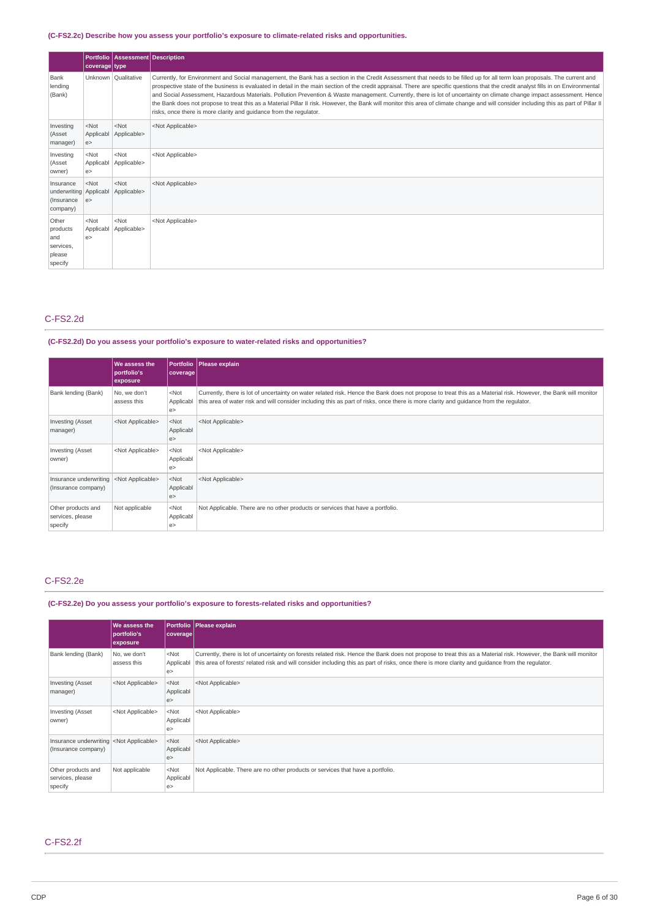**(C-FS2.2c) Describe how you assess your portfolio's exposure to climate-related risks and opportunities.**

| | Portfolio coverage | Assessment type | Description |
|---|---|---|---|
| Bank lending (Bank) | Unknown | Qualitative | Currently, for Environment and Social management, the Bank has a section in the Credit Assessment that needs to be filled up for all term loan proposals. The current and prospective state of the business is evaluated in detail in the main section of the credit appraisal. There are specific questions that the credit analyst fills in on Environmental and Social Assessment, Hazardous Materials. Pollution Prevention & Waste management. Currently, there is lot of uncertainty on climate change impact assessment. Hence the Bank does not propose to treat this as a Material Pillar II risk. However, the Bank will monitor this area of climate change and will consider including this as part of Pillar II risks, once there is more clarity and guidance from the regulator. |
| Investing (Asset manager) | <Not Applicable> | <Not Applicable> | <Not Applicable> |
| Investing (Asset owner) | <Not Applicable> | <Not Applicable> | <Not Applicable> |
| Insurance underwriting (Insurance company) | <Not Applicable> | <Not Applicable> | <Not Applicable> |
| Other products and services, please specify | <Not Applicable> | <Not Applicable> | <Not Applicable> |

## C-FS2.2d

**(C-FS2.2d) Do you assess your portfolio's exposure to water-related risks and opportunities?**

| | We assess the portfolio's exposure | Portfolio coverage | Please explain |
|---|---|---|---|
| Bank lending (Bank) | No, we don't assess this | <Not Applicable> | Currently, there is lot of uncertainty on water related risk. Hence the Bank does not propose to treat this as a Material risk. However, the Bank will monitor this area of water risk and will consider including this as part of risks, once there is more clarity and guidance from the regulator. |
| Investing (Asset manager) | <Not Applicable> | <Not Applicable> | <Not Applicable> |
| Investing (Asset owner) | <Not Applicable> | <Not Applicable> | <Not Applicable> |
| Insurance underwriting (Insurance company) | <Not Applicable> | <Not Applicable> | <Not Applicable> |
| Other products and services, please specify | Not applicable | <Not Applicable> | Not Applicable. There are no other products or services that have a portfolio. |

## C-FS2.2e

**(C-FS2.2e) Do you assess your portfolio's exposure to forests-related risks and opportunities?**

| | We assess the portfolio's exposure | Portfolio coverage | Please explain |
|---|---|---|---|
| Bank lending (Bank) | No, we don't assess this | <Not Applicable> | Currently, there is lot of uncertainty on forests related risk. Hence the Bank does not propose to treat this as a Material risk. However, the Bank will monitor this area of forests' related risk and will consider including this as part of risks, once there is more clarity and guidance from the regulator. |
| Investing (Asset manager) | <Not Applicable> | <Not Applicable> | <Not Applicable> |
| Investing (Asset owner) | <Not Applicable> | <Not Applicable> | <Not Applicable> |
| Insurance underwriting (Insurance company) | <Not Applicable> | <Not Applicable> | <Not Applicable> |
| Other products and services, please specify | Not applicable | <Not Applicable> | Not Applicable. There are no other products or services that have a portfolio. |

## C-FS2.2f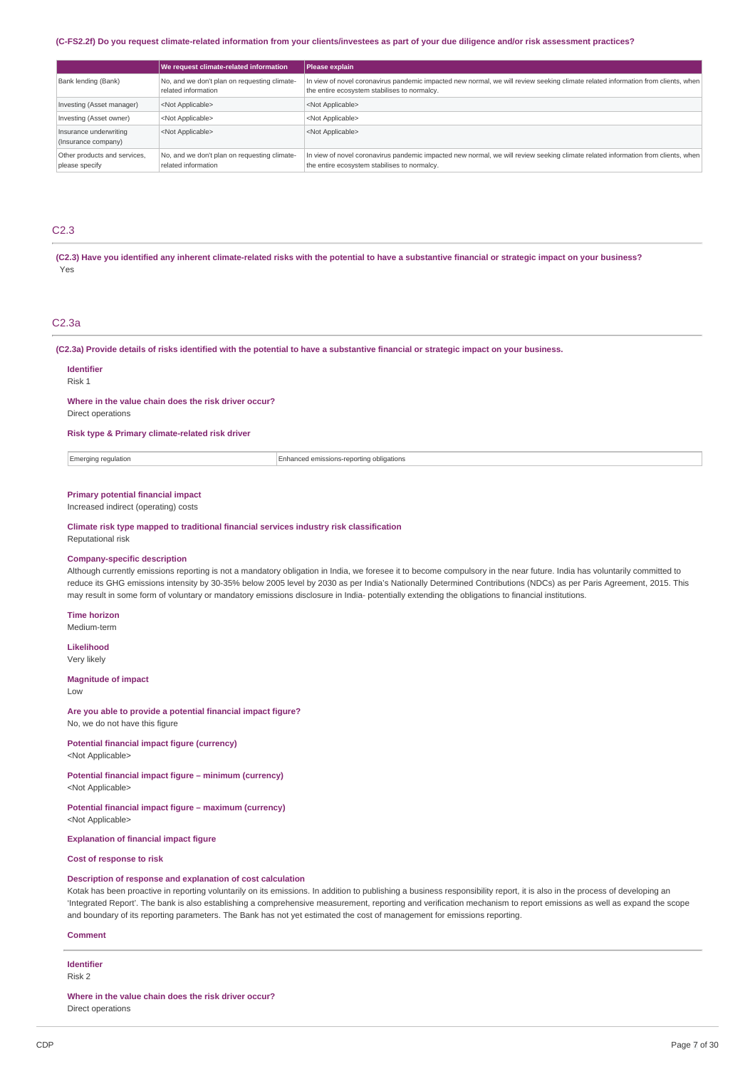**(C-FS2.2f) Do you request climate-related information from your clients/investees as part of your due diligence and/or risk assessment practices?**

| | We request climate-related information | Please explain |
|---|---|---|
| Bank lending (Bank) | No, and we don't plan on requesting climate-related information | In view of novel coronavirus pandemic impacted new normal, we will review seeking climate related information from clients, when the entire ecosystem stabilises to normalcy. |
| Investing (Asset manager) | <Not Applicable> | <Not Applicable> |
| Investing (Asset owner) | <Not Applicable> | <Not Applicable> |
| Insurance underwriting (Insurance company) | <Not Applicable> | <Not Applicable> |
| Other products and services, please specify | No, and we don't plan on requesting climate-related information | In view of novel coronavirus pandemic impacted new normal, we will review seeking climate related information from clients, when the entire ecosystem stabilises to normalcy. |

## C2.3

**(C2.3) Have you identified any inherent climate-related risks with the potential to have a substantive financial or strategic impact on your business?**

Yes

## C2.3a

**(C2.3a) Provide details of risks identified with the potential to have a substantive financial or strategic impact on your business.**

**Identifier**

Risk 1

**Where in the value chain does the risk driver occur?**

Direct operations

**Risk type & Primary climate-related risk driver**

| | |
|---|---|
| Emerging regulation | Enhanced emissions-reporting obligations |

**Primary potential financial impact**

Increased indirect (operating) costs

**Climate risk type mapped to traditional financial services industry risk classification**

Reputational risk

**Company-specific description**

Although currently emissions reporting is not a mandatory obligation in India, we foresee it to become compulsory in the near future. India has voluntarily committed to reduce its GHG emissions intensity by 30-35% below 2005 level by 2030 as per India's Nationally Determined Contributions (NDCs) as per Paris Agreement, 2015. This may result in some form of voluntary or mandatory emissions disclosure in India- potentially extending the obligations to financial institutions.

**Time horizon**

Medium-term

**Likelihood**

Very likely

**Magnitude of impact**

Low

**Are you able to provide a potential financial impact figure?**

No, we do not have this figure

**Potential financial impact figure (currency)**

<Not Applicable>

**Potential financial impact figure – minimum (currency)**

<Not Applicable>

**Potential financial impact figure – maximum (currency)**

<Not Applicable>

**Explanation of financial impact figure**

**Cost of response to risk**

**Description of response and explanation of cost calculation**

Kotak has been proactive in reporting voluntarily on its emissions. In addition to publishing a business responsibility report, it is also in the process of developing an 'Integrated Report'. The bank is also establishing a comprehensive measurement, reporting and verification mechanism to report emissions as well as expand the scope and boundary of its reporting parameters. The Bank has not yet estimated the cost of management for emissions reporting.

**Comment**

---

**Identifier**

Risk 2

**Where in the value chain does the risk driver occur?**

Direct operations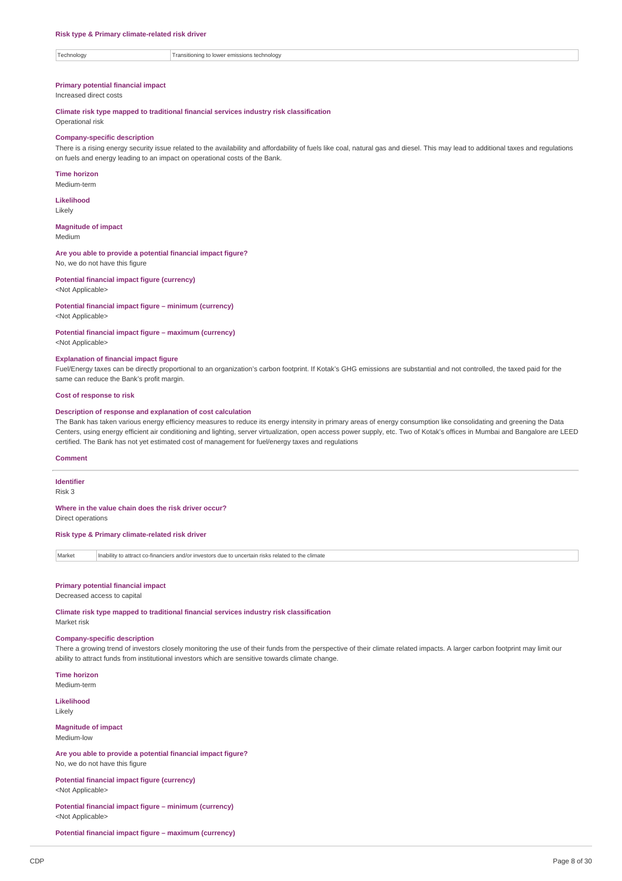**Risk type & Primary climate-related risk driver**

| Technology | Transitioning to lower emissions technology |
|---|---|

**Primary potential financial impact**
Increased direct costs

**Climate risk type mapped to traditional financial services industry risk classification**
Operational risk

**Company-specific description**
There is a rising energy security issue related to the availability and affordability of fuels like coal, natural gas and diesel. This may lead to additional taxes and regulations on fuels and energy leading to an impact on operational costs of the Bank.

**Time horizon**
Medium-term

**Likelihood**
Likely

**Magnitude of impact**
Medium

**Are you able to provide a potential financial impact figure?**
No, we do not have this figure

**Potential financial impact figure (currency)**
<Not Applicable>

**Potential financial impact figure – minimum (currency)**
<Not Applicable>

**Potential financial impact figure – maximum (currency)**
<Not Applicable>

**Explanation of financial impact figure**
Fuel/Energy taxes can be directly proportional to an organization's carbon footprint. If Kotak's GHG emissions are substantial and not controlled, the taxed paid for the same can reduce the Bank's profit margin.

**Cost of response to risk**

**Description of response and explanation of cost calculation**
The Bank has taken various energy efficiency measures to reduce its energy intensity in primary areas of energy consumption like consolidating and greening the Data Centers, using energy efficient air conditioning and lighting, server virtualization, open access power supply, etc. Two of Kotak's offices in Mumbai and Bangalore are LEED certified. The Bank has not yet estimated cost of management for fuel/energy taxes and regulations

**Comment**

---

**Identifier**
Risk 3

**Where in the value chain does the risk driver occur?**
Direct operations

**Risk type & Primary climate-related risk driver**

| Market | Inability to attract co-financiers and/or investors due to uncertain risks related to the climate |
|---|---|

**Primary potential financial impact**
Decreased access to capital

**Climate risk type mapped to traditional financial services industry risk classification**
Market risk

**Company-specific description**
There a growing trend of investors closely monitoring the use of their funds from the perspective of their climate related impacts. A larger carbon footprint may limit our ability to attract funds from institutional investors which are sensitive towards climate change.

**Time horizon**
Medium-term

**Likelihood**
Likely

**Magnitude of impact**
Medium-low

**Are you able to provide a potential financial impact figure?**
No, we do not have this figure

**Potential financial impact figure (currency)**
<Not Applicable>

**Potential financial impact figure – minimum (currency)**
<Not Applicable>

**Potential financial impact figure – maximum (currency)**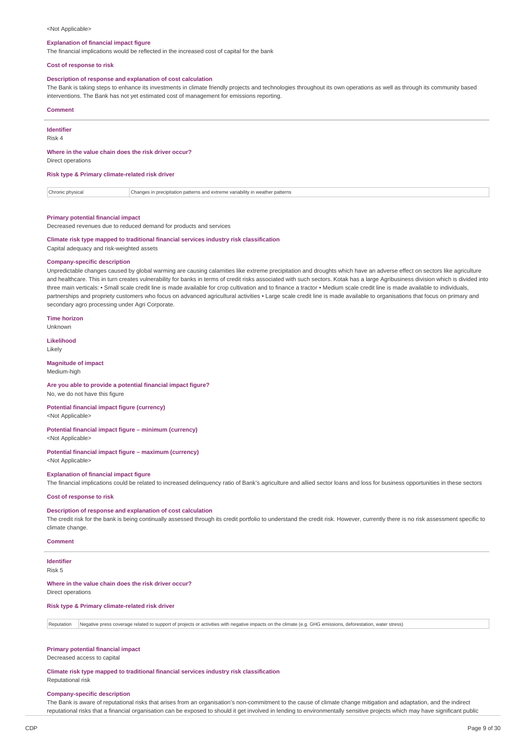<Not Applicable>

**Explanation of financial impact figure**

The financial implications would be reflected in the increased cost of capital for the bank

**Cost of response to risk**

**Description of response and explanation of cost calculation**

The Bank is taking steps to enhance its investments in climate friendly projects and technologies throughout its own operations as well as through its community based interventions. The Bank has not yet estimated cost of management for emissions reporting.

**Comment**

---

**Identifier**

Risk 4

**Where in the value chain does the risk driver occur?**

Direct operations

**Risk type & Primary climate-related risk driver**

| Chronic physical | Changes in precipitation patterns and extreme variability in weather patterns |
|---|---|

**Primary potential financial impact**

Decreased revenues due to reduced demand for products and services

**Climate risk type mapped to traditional financial services industry risk classification**

Capital adequacy and risk-weighted assets

**Company-specific description**

Unpredictable changes caused by global warming are causing calamities like extreme precipitation and droughts which have an adverse effect on sectors like agriculture and healthcare. This in turn creates vulnerability for banks in terms of credit risks associated with such sectors. Kotak has a large Agribusiness division which is divided into three main verticals: • Small scale credit line is made available for crop cultivation and to finance a tractor • Medium scale credit line is made available to individuals, partnerships and propriety customers who focus on advanced agricultural activities • Large scale credit line is made available to organisations that focus on primary and secondary agro processing under Agri Corporate.

**Time horizon**

Unknown

**Likelihood**

Likely

**Magnitude of impact**

Medium-high

**Are you able to provide a potential financial impact figure?**

No, we do not have this figure

**Potential financial impact figure (currency)**

<Not Applicable>

**Potential financial impact figure – minimum (currency)**

<Not Applicable>

**Potential financial impact figure – maximum (currency)**

<Not Applicable>

**Explanation of financial impact figure**

The financial implications could be related to increased delinquency ratio of Bank's agriculture and allied sector loans and loss for business opportunities in these sectors

**Cost of response to risk**

**Description of response and explanation of cost calculation**

The credit risk for the bank is being continually assessed through its credit portfolio to understand the credit risk. However, currently there is no risk assessment specific to climate change.

**Comment**

---

**Identifier**

Risk 5

**Where in the value chain does the risk driver occur?**

Direct operations

**Risk type & Primary climate-related risk driver**

| Reputation | Negative press coverage related to support of projects or activities with negative impacts on the climate (e.g. GHG emissions, deforestation, water stress) |
|---|---|

**Primary potential financial impact**

Decreased access to capital

**Climate risk type mapped to traditional financial services industry risk classification**

Reputational risk

**Company-specific description**

The Bank is aware of reputational risks that arises from an organisation's non-commitment to the cause of climate change mitigation and adaptation, and the indirect reputational risks that a financial organisation can be exposed to should it get involved in lending to environmentally sensitive projects which may have significant public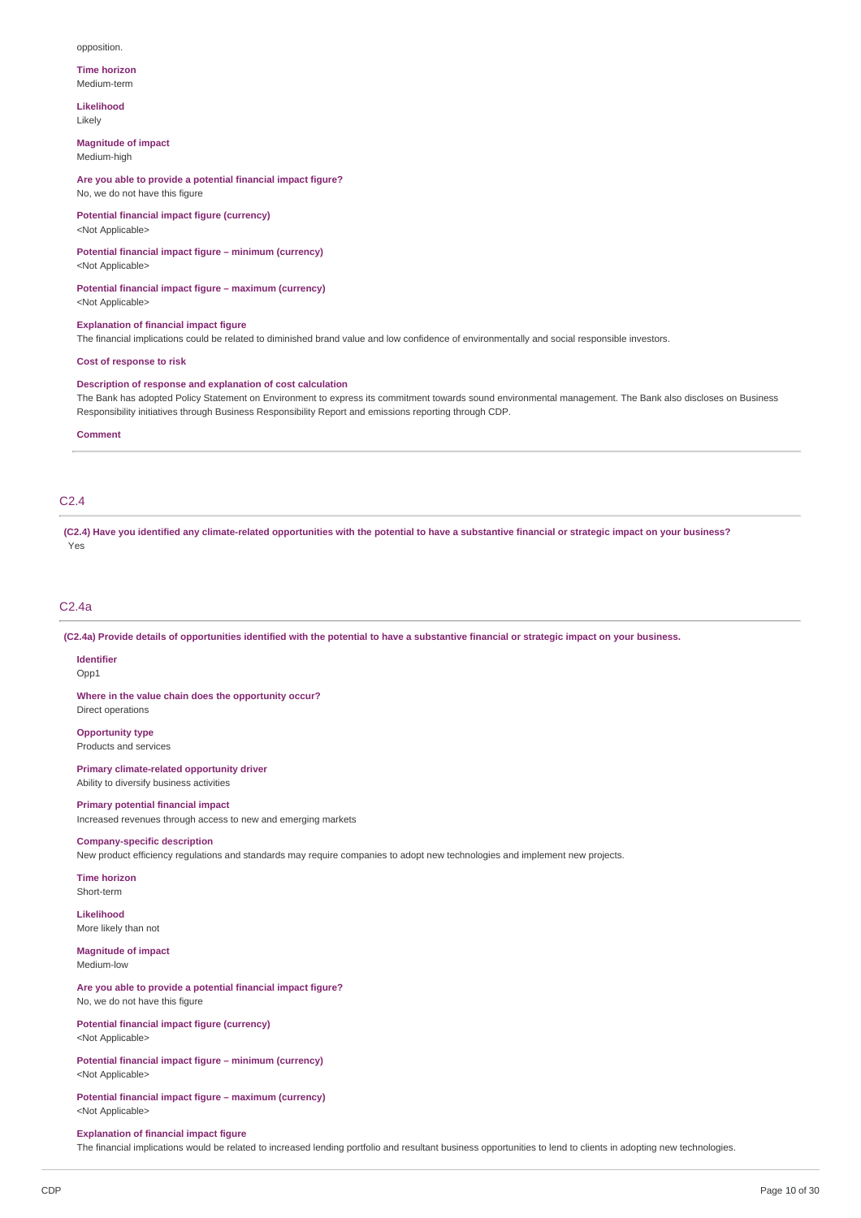opposition.

**Time horizon**
Medium-term

**Likelihood**
Likely

**Magnitude of impact**
Medium-high

**Are you able to provide a potential financial impact figure?**
No, we do not have this figure

**Potential financial impact figure (currency)**
<Not Applicable>

**Potential financial impact figure – minimum (currency)**
<Not Applicable>

**Potential financial impact figure – maximum (currency)**
<Not Applicable>

**Explanation of financial impact figure**
The financial implications could be related to diminished brand value and low confidence of environmentally and social responsible investors.

**Cost of response to risk**

**Description of response and explanation of cost calculation**
The Bank has adopted Policy Statement on Environment to express its commitment towards sound environmental management. The Bank also discloses on Business Responsibility initiatives through Business Responsibility Report and emissions reporting through CDP.

**Comment**

## C2.4

**(C2.4) Have you identified any climate-related opportunities with the potential to have a substantive financial or strategic impact on your business?**
Yes

## C2.4a

**(C2.4a) Provide details of opportunities identified with the potential to have a substantive financial or strategic impact on your business.**

**Identifier**
Opp1

**Where in the value chain does the opportunity occur?**
Direct operations

**Opportunity type**
Products and services

**Primary climate-related opportunity driver**
Ability to diversify business activities

**Primary potential financial impact**
Increased revenues through access to new and emerging markets

**Company-specific description**
New product efficiency regulations and standards may require companies to adopt new technologies and implement new projects.

**Time horizon**
Short-term

**Likelihood**
More likely than not

**Magnitude of impact**
Medium-low

**Are you able to provide a potential financial impact figure?**
No, we do not have this figure

**Potential financial impact figure (currency)**
<Not Applicable>

**Potential financial impact figure – minimum (currency)**
<Not Applicable>

**Potential financial impact figure – maximum (currency)**
<Not Applicable>

**Explanation of financial impact figure**
The financial implications would be related to increased lending portfolio and resultant business opportunities to lend to clients in adopting new technologies.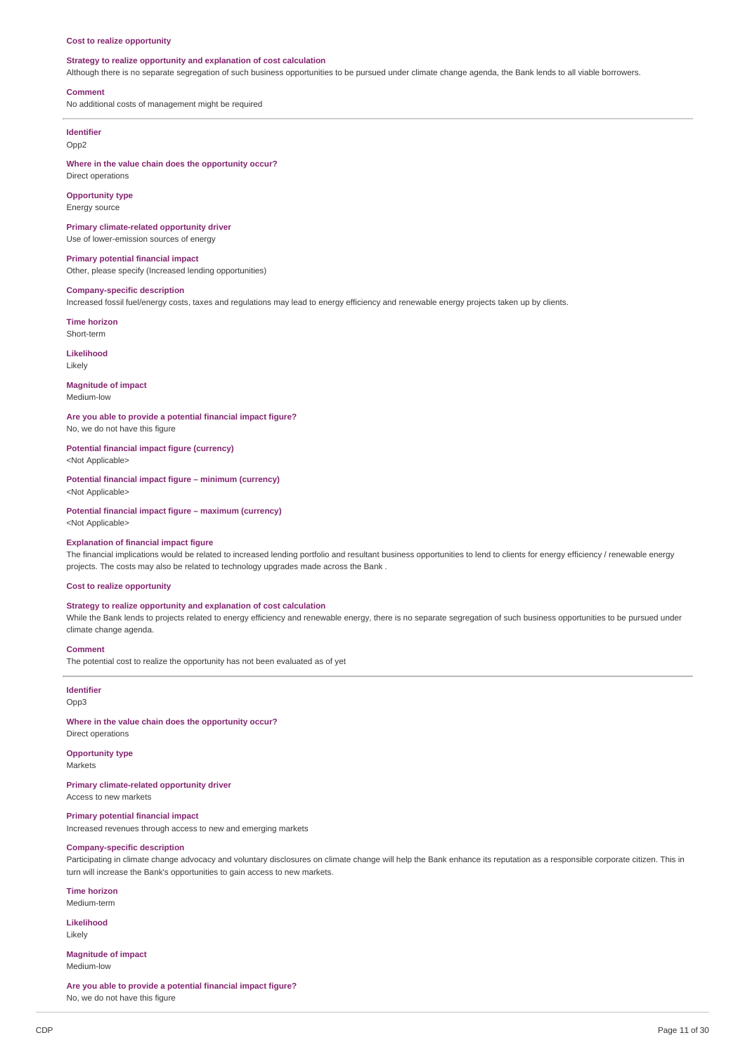**Cost to realize opportunity**

**Strategy to realize opportunity and explanation of cost calculation**

Although there is no separate segregation of such business opportunities to be pursued under climate change agenda, the Bank lends to all viable borrowers.

**Comment**

No additional costs of management might be required

---

**Identifier**

Opp2

**Where in the value chain does the opportunity occur?**

Direct operations

**Opportunity type**

Energy source

**Primary climate-related opportunity driver**

Use of lower-emission sources of energy

**Primary potential financial impact**

Other, please specify (Increased lending opportunities)

**Company-specific description**

Increased fossil fuel/energy costs, taxes and regulations may lead to energy efficiency and renewable energy projects taken up by clients.

**Time horizon**

Short-term

**Likelihood**

Likely

**Magnitude of impact**

Medium-low

**Are you able to provide a potential financial impact figure?**

No, we do not have this figure

**Potential financial impact figure (currency)**

<Not Applicable>

**Potential financial impact figure – minimum (currency)**

<Not Applicable>

**Potential financial impact figure – maximum (currency)**

<Not Applicable>

**Explanation of financial impact figure**

The financial implications would be related to increased lending portfolio and resultant business opportunities to lend to clients for energy efficiency / renewable energy projects. The costs may also be related to technology upgrades made across the Bank .

**Cost to realize opportunity**

**Strategy to realize opportunity and explanation of cost calculation**

While the Bank lends to projects related to energy efficiency and renewable energy, there is no separate segregation of such business opportunities to be pursued under climate change agenda.

**Comment**

The potential cost to realize the opportunity has not been evaluated as of yet

---

**Identifier**

Opp3

**Where in the value chain does the opportunity occur?**

Direct operations

**Opportunity type**

Markets

**Primary climate-related opportunity driver**

Access to new markets

**Primary potential financial impact**

Increased revenues through access to new and emerging markets

**Company-specific description**

Participating in climate change advocacy and voluntary disclosures on climate change will help the Bank enhance its reputation as a responsible corporate citizen. This in turn will increase the Bank's opportunities to gain access to new markets.

**Time horizon**

Medium-term

**Likelihood**

Likely

**Magnitude of impact**

Medium-low

**Are you able to provide a potential financial impact figure?**

No, we do not have this figure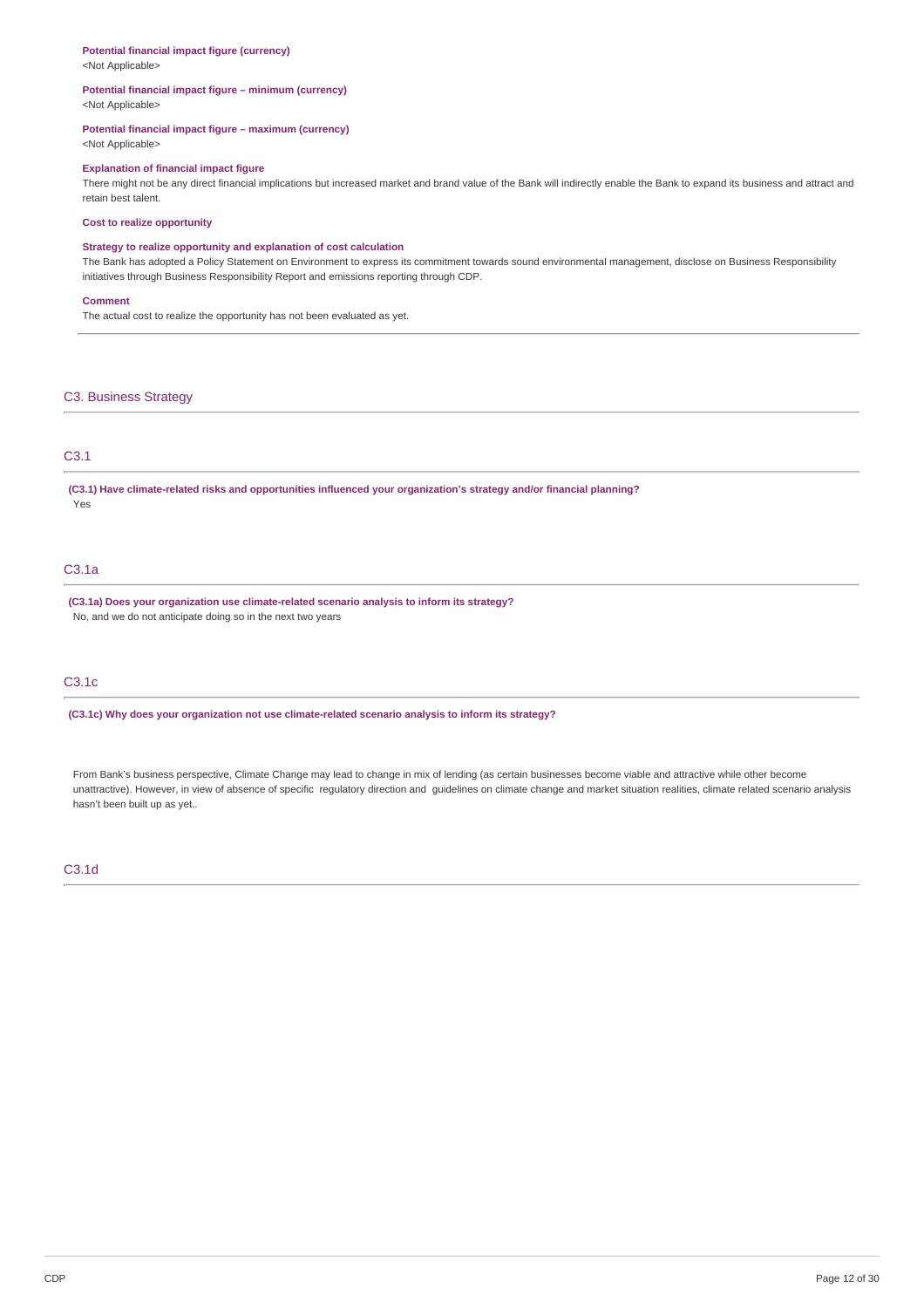**Potential financial impact figure (currency)**
<Not Applicable>

**Potential financial impact figure – minimum (currency)**
<Not Applicable>

**Potential financial impact figure – maximum (currency)**
<Not Applicable>

**Explanation of financial impact figure**
There might not be any direct financial implications but increased market and brand value of the Bank will indirectly enable the Bank to expand its business and attract and retain best talent.

**Cost to realize opportunity**

**Strategy to realize opportunity and explanation of cost calculation**
The Bank has adopted a Policy Statement on Environment to express its commitment towards sound environmental management, disclose on Business Responsibility initiatives through Business Responsibility Report and emissions reporting through CDP.

**Comment**
The actual cost to realize the opportunity has not been evaluated as yet.

## C3. Business Strategy

### C3.1

**(C3.1) Have climate-related risks and opportunities influenced your organization's strategy and/or financial planning?**
Yes

### C3.1a

**(C3.1a) Does your organization use climate-related scenario analysis to inform its strategy?**
No, and we do not anticipate doing so in the next two years

### C3.1c

**(C3.1c) Why does your organization not use climate-related scenario analysis to inform its strategy?**

From Bank's business perspective, Climate Change may lead to change in mix of lending (as certain businesses become viable and attractive while other become unattractive). However, in view of absence of specific regulatory direction and guidelines on climate change and market situation realities, climate related scenario analysis hasn't been built up as yet..

### C3.1d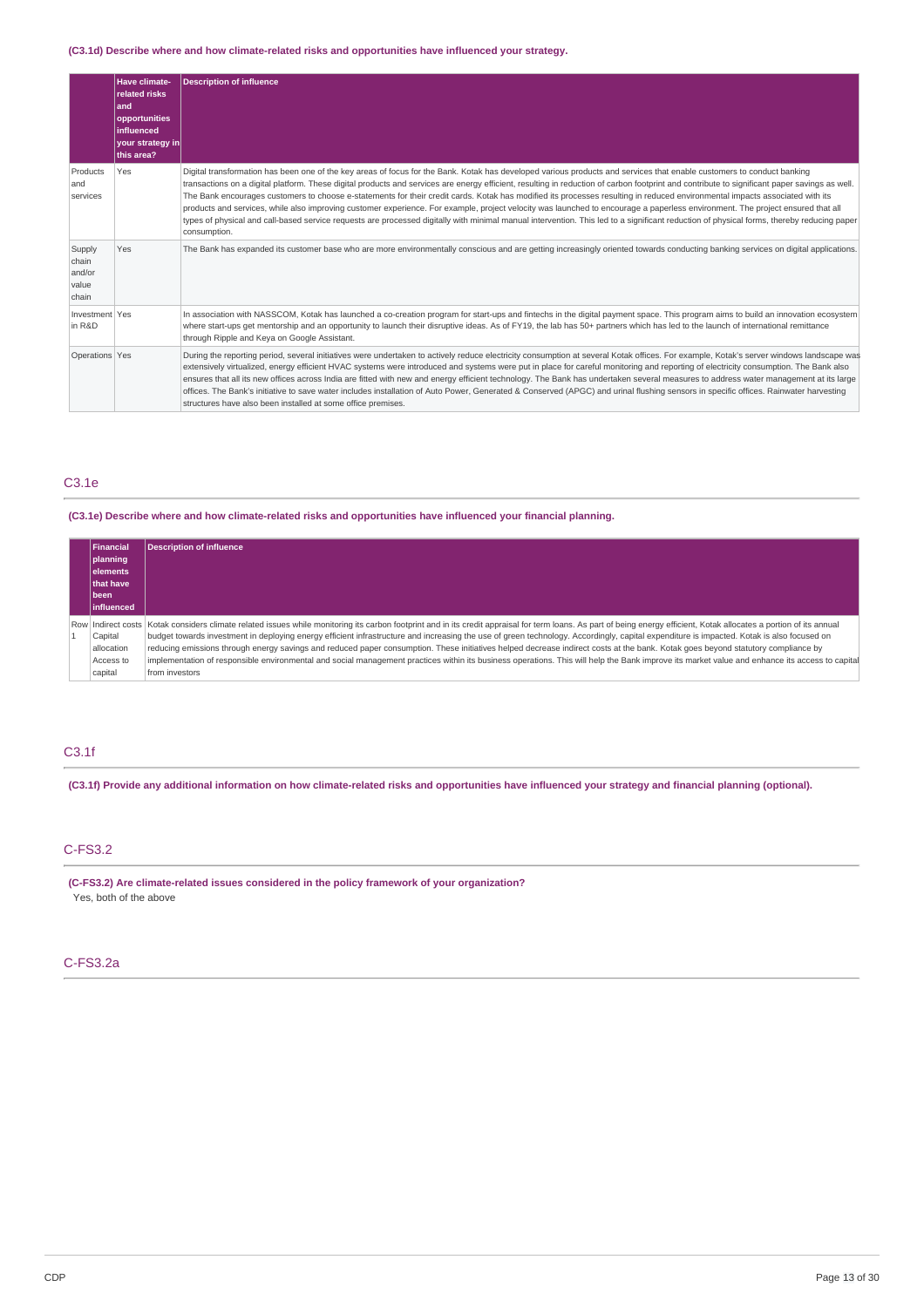**(C3.1d) Describe where and how climate-related risks and opportunities have influenced your strategy.**

| | Have climate-related risks and opportunities influenced your strategy in this area? | Description of influence |
|---|---|---|
| Products and services | Yes | Digital transformation has been one of the key areas of focus for the Bank. Kotak has developed various products and services that enable customers to conduct banking transactions on a digital platform. These digital products and services are energy efficient, resulting in reduction of carbon footprint and contribute to significant paper savings as well. The Bank encourages customers to choose e-statements for their credit cards. Kotak has modified its processes resulting in reduced environmental impacts associated with its products and services, while also improving customer experience. For example, project velocity was launched to encourage a paperless environment. The project ensured that all types of physical and call-based service requests are processed digitally with minimal manual intervention. This led to a significant reduction of physical forms, thereby reducing paper consumption. |
| Supply chain and/or value chain | Yes | The Bank has expanded its customer base who are more environmentally conscious and are getting increasingly oriented towards conducting banking services on digital applications. |
| Investment in R&D | Yes | In association with NASSCOM, Kotak has launched a co-creation program for start-ups and fintechs in the digital payment space. This program aims to build an innovation ecosystem where start-ups get mentorship and an opportunity to launch their disruptive ideas. As of FY19, the lab has 50+ partners which has led to the launch of international remittance through Ripple and Keya on Google Assistant. |
| Operations | Yes | During the reporting period, several initiatives were undertaken to actively reduce electricity consumption at several Kotak offices. For example, Kotak's server windows landscape was extensively virtualized, energy efficient HVAC systems were introduced and systems were put in place for careful monitoring and reporting of electricity consumption. The Bank also ensures that all its new offices across India are fitted with new and energy efficient technology. The Bank has undertaken several measures to address water management at its large offices. The Bank's initiative to save water includes installation of Auto Power, Generated & Conserved (APGC) and urinal flushing sensors in specific offices. Rainwater harvesting structures have also been installed at some office premises. |

## C3.1e

**(C3.1e) Describe where and how climate-related risks and opportunities have influenced your financial planning.**

| | Financial planning elements that have been influenced | Description of influence |
|---|---|---|
| Row 1 | Indirect costs<br>Capital allocation<br>Access to capital | Kotak considers climate related issues while monitoring its carbon footprint and in its credit appraisal for term loans. As part of being energy efficient, Kotak allocates a portion of its annual budget towards investment in deploying energy efficient infrastructure and increasing the use of green technology. Accordingly, capital expenditure is impacted. Kotak is also focused on reducing emissions through energy savings and reduced paper consumption. These initiatives helped decrease indirect costs at the bank. Kotak goes beyond statutory compliance by implementation of responsible environmental and social management practices within its business operations. This will help the Bank improve its market value and enhance its access to capital from investors |

## C3.1f

**(C3.1f) Provide any additional information on how climate-related risks and opportunities have influenced your strategy and financial planning (optional).**

## C-FS3.2

**(C-FS3.2) Are climate-related issues considered in the policy framework of your organization?**

Yes, both of the above

## C-FS3.2a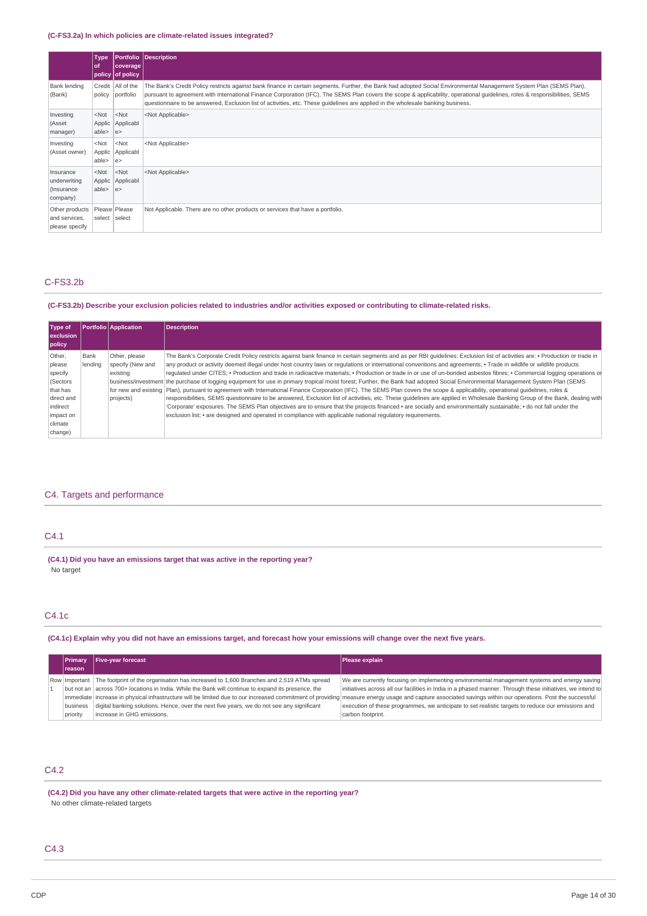(C-FS3.2a) In which policies are climate-related issues integrated?

| | Type of policy | Portfolio coverage of policy | Description |
|---|---|---|---|
| Bank lending (Bank) | Credit policy | All of the portfolio | The Bank's Credit Policy restricts against bank finance in certain segments. Further, the Bank had adopted Social Environmental Management System Plan (SEMS Plan), pursuant to agreement with International Finance Corporation (IFC). The SEMS Plan covers the scope & applicability, operational guidelines, roles & responsibilities, SEMS questionnaire to be answered, Exclusion list of activities, etc. These guidelines are applied in the wholesale banking business. |
| Investing (Asset manager) | <Not Applicable> | <Not Applicable> | <Not Applicable> |
| Investing (Asset owner) | <Not Applicable> | <Not Applicable> | <Not Applicable> |
| Insurance underwriting (Insurance company) | <Not Applicable> | <Not Applicable> | <Not Applicable> |
| Other products and services, please specify | Please select | Please select | Not Applicable. There are no other products or services that have a portfolio. |

## C-FS3.2b

(C-FS3.2b) Describe your exclusion policies related to industries and/or activities exposed or contributing to climate-related risks.

| Type of exclusion policy | Portfolio | Application | Description |
|---|---|---|---|
| Other, please specify (Sectors that has direct and indirect impact on climate change) | Bank lending | Other, please specify (New and existing business/investment for new and existing projects) | The Bank's Corporate Credit Policy restricts against bank finance in certain segments and as per RBI guidelines: Exclusion list of activities are: • Production or trade in any product or activity deemed illegal under host country laws or regulations or international conventions and agreements; • Trade in wildlife or wildlife products regulated under CITES; • Production and trade in radioactive materials; • Production or trade in or use of un-bonded asbestos fibres; • Commercial logging operations or the purchase of logging equipment for use in primary tropical moist forest; Further, the Bank had adopted Social Environmental Management System Plan (SEMS Plan), pursuant to agreement with International Finance Corporation (IFC). The SEMS Plan covers the scope & applicability, operational guidelines, roles & responsibilities, SEMS questionnaire to be answered, Exclusion list of activities, etc. These guidelines are applied in Wholesale Banking Group of the Bank, dealing with 'Corporate' exposures. The SEMS Plan objectives are to ensure that the projects financed • are socially and environmentally sustainable; • do not fall under the exclusion list; • are designed and operated in compliance with applicable national regulatory requirements. |

## C4. Targets and performance

## C4.1

(C4.1) Did you have an emissions target that was active in the reporting year?

No target

## C4.1c

(C4.1c) Explain why you did not have an emissions target, and forecast how your emissions will change over the next five years.

| | Primary reason | Five-year forecast | Please explain |
|---|---|---|---|
| Row 1 | Important but not an immediate business priority | The footprint of the organisation has increased to 1,600 Branches and 2,519 ATMs spread across 700+ locations in India. While the Bank will continue to expand its presence, the increase in physical infrastructure will be limited due to our increased commitment of providing digital banking solutions. Hence, over the next five years, we do not see any significant increase in GHG emissions. | We are currently focusing on implementing environmental management systems and energy saving initiatives across all our facilities in India in a phased manner. Through these initiatives, we intend to measure energy usage and capture associated savings within our operations. Post the successful execution of these programmes, we anticipate to set realistic targets to reduce our emissions and carbon footprint. |

## C4.2

(C4.2) Did you have any other climate-related targets that were active in the reporting year?

No other climate-related targets

## C4.3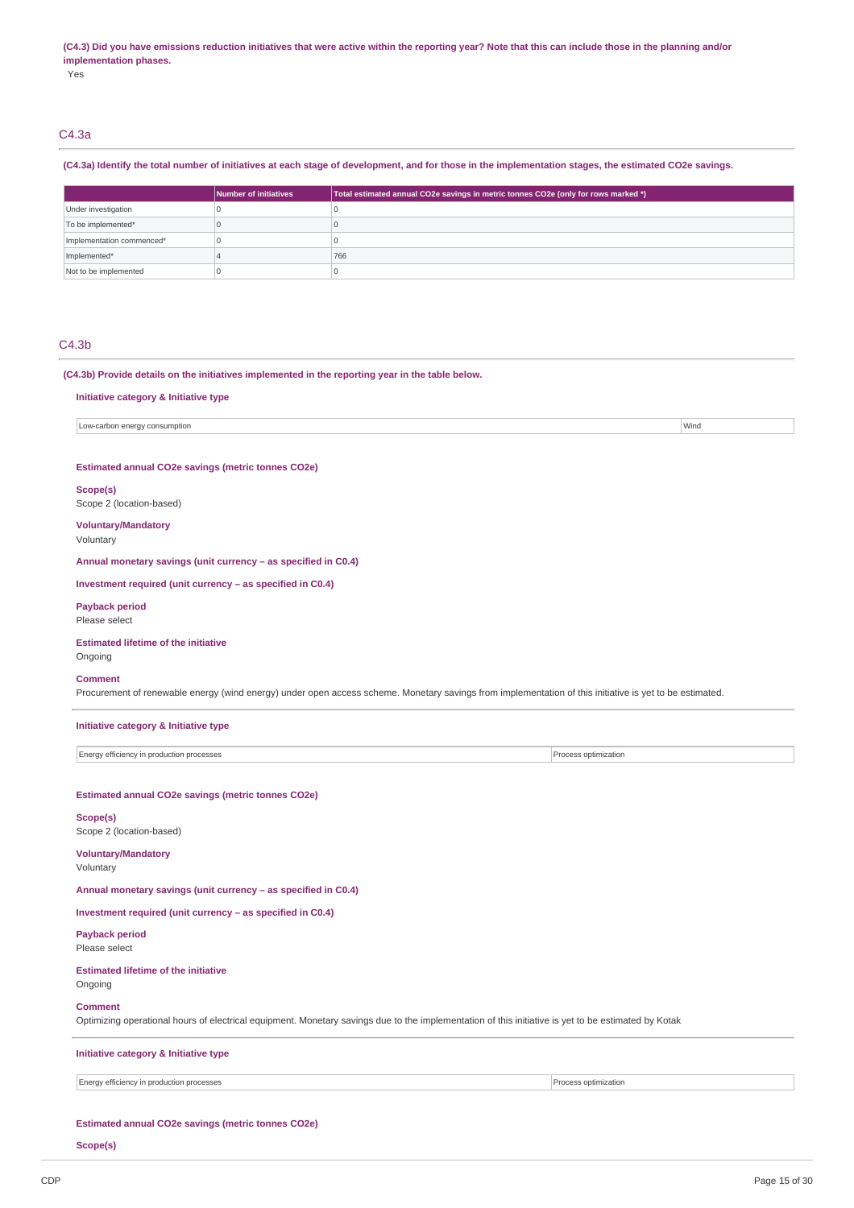**(C4.3) Did you have emissions reduction initiatives that were active within the reporting year? Note that this can include those in the planning and/or implementation phases.**

Yes

## C4.3a

**(C4.3a) Identify the total number of initiatives at each stage of development, and for those in the implementation stages, the estimated CO2e savings.**

| | Number of initiatives | Total estimated annual CO2e savings in metric tonnes CO2e (only for rows marked *) |
|---|---|---|
| Under investigation | 0 | 0 |
| To be implemented* | 0 | 0 |
| Implementation commenced* | 0 | 0 |
| Implemented* | 4 | 766 |
| Not to be implemented | 0 | 0 |

## C4.3b

**(C4.3b) Provide details on the initiatives implemented in the reporting year in the table below.**

**Initiative category & Initiative type**

| Low-carbon energy consumption | Wind |
|---|---|

**Estimated annual CO2e savings (metric tonnes CO2e)**

**Scope(s)**

Scope 2 (location-based)

**Voluntary/Mandatory**

Voluntary

**Annual monetary savings (unit currency – as specified in C0.4)**

**Investment required (unit currency – as specified in C0.4)**

**Payback period**

Please select

**Estimated lifetime of the initiative**

Ongoing

**Comment**

Procurement of renewable energy (wind energy) under open access scheme. Monetary savings from implementation of this initiative is yet to be estimated.

**Initiative category & Initiative type**

| Energy efficiency in production processes | Process optimization |
|---|---|

**Estimated annual CO2e savings (metric tonnes CO2e)**

**Scope(s)**

Scope 2 (location-based)

**Voluntary/Mandatory**

Voluntary

**Annual monetary savings (unit currency – as specified in C0.4)**

**Investment required (unit currency – as specified in C0.4)**

**Payback period**

Please select

**Estimated lifetime of the initiative**

Ongoing

**Comment**

Optimizing operational hours of electrical equipment. Monetary savings due to the implementation of this initiative is yet to be estimated by Kotak

**Initiative category & Initiative type**

| Energy efficiency in production processes | Process optimization |
|---|---|

**Estimated annual CO2e savings (metric tonnes CO2e)**

**Scope(s)**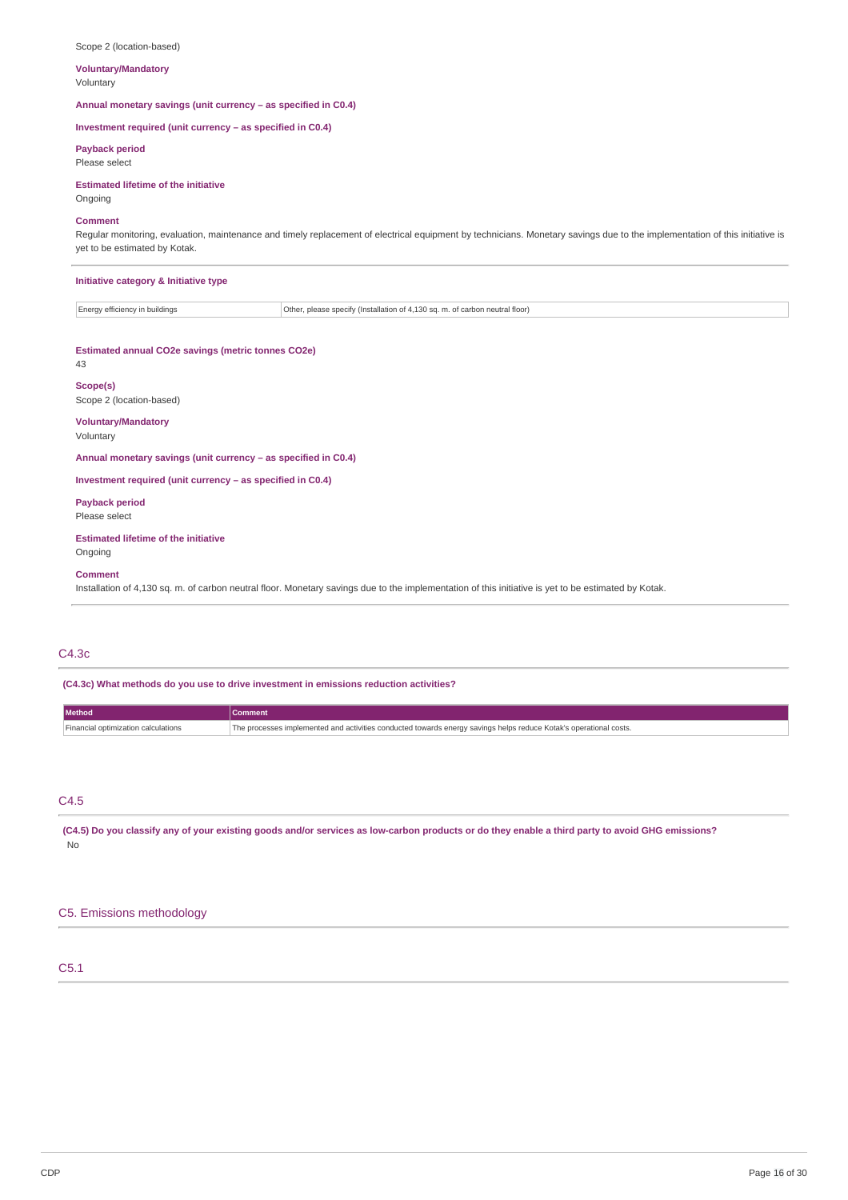Scope 2 (location-based)

**Voluntary/Mandatory**
Voluntary

**Annual monetary savings (unit currency – as specified in C0.4)**

**Investment required (unit currency – as specified in C0.4)**

**Payback period**
Please select

**Estimated lifetime of the initiative**
Ongoing

**Comment**
Regular monitoring, evaluation, maintenance and timely replacement of electrical equipment by technicians. Monetary savings due to the implementation of this initiative is yet to be estimated by Kotak.

**Initiative category & Initiative type**

| | |
|---|---|
| Energy efficiency in buildings | Other, please specify (Installation of 4,130 sq. m. of carbon neutral floor) |

**Estimated annual CO2e savings (metric tonnes CO2e)**
43

**Scope(s)**
Scope 2 (location-based)

**Voluntary/Mandatory**
Voluntary

**Annual monetary savings (unit currency – as specified in C0.4)**

**Investment required (unit currency – as specified in C0.4)**

**Payback period**
Please select

**Estimated lifetime of the initiative**
Ongoing

**Comment**
Installation of 4,130 sq. m. of carbon neutral floor. Monetary savings due to the implementation of this initiative is yet to be estimated by Kotak.

## C4.3c

**(C4.3c) What methods do you use to drive investment in emissions reduction activities?**

| Method | Comment |
|---|---|
| Financial optimization calculations | The processes implemented and activities conducted towards energy savings helps reduce Kotak's operational costs. |

## C4.5

**(C4.5) Do you classify any of your existing goods and/or services as low-carbon products or do they enable a third party to avoid GHG emissions?**
No

# C5. Emissions methodology

## C5.1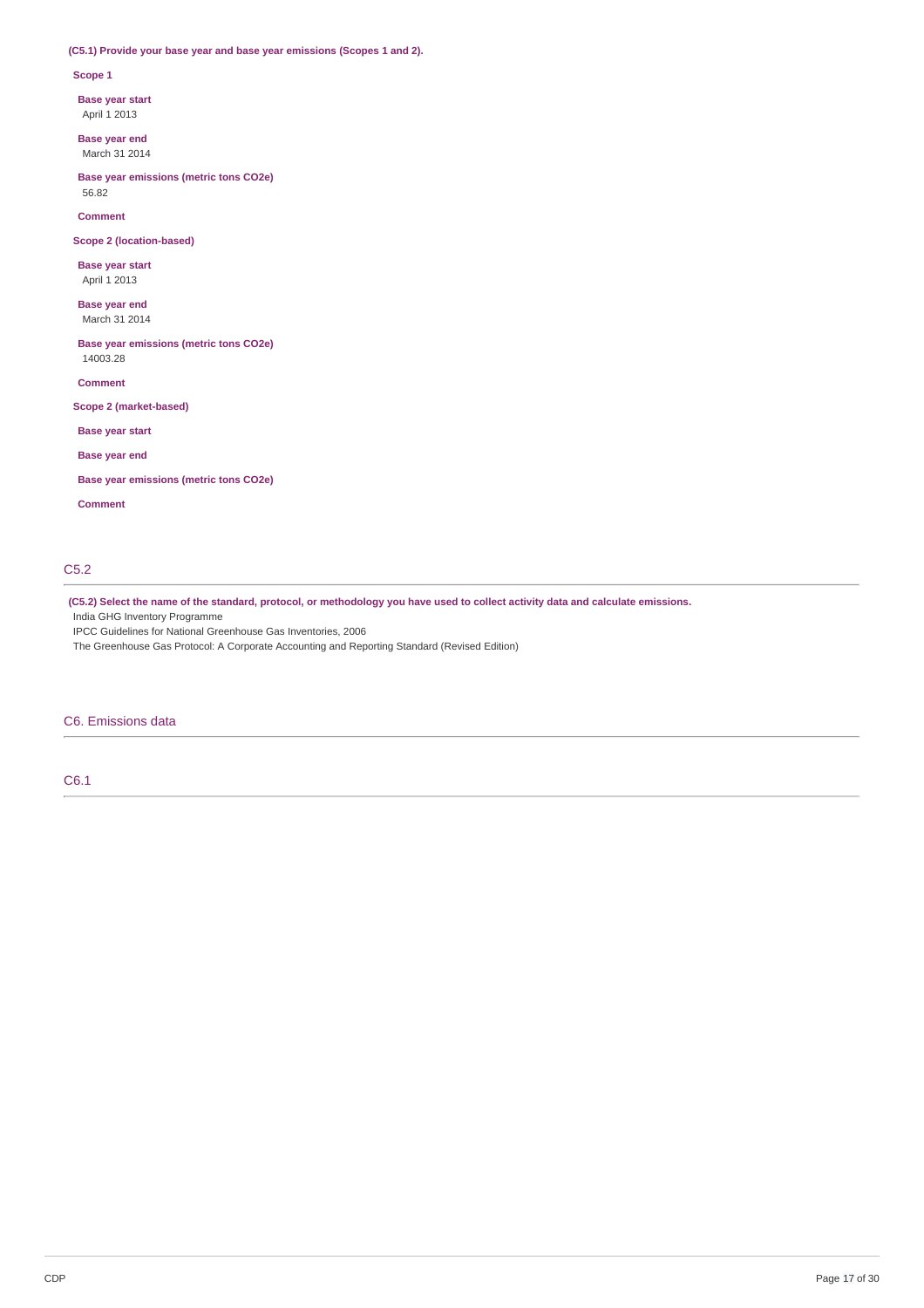**(C5.1) Provide your base year and base year emissions (Scopes 1 and 2).**

**Scope 1**

**Base year start**
April 1 2013

**Base year end**
March 31 2014

**Base year emissions (metric tons CO2e)**
56.82

**Comment**

**Scope 2 (location-based)**

**Base year start**
April 1 2013

**Base year end**
March 31 2014

**Base year emissions (metric tons CO2e)**
14003.28

**Comment**

**Scope 2 (market-based)**

**Base year start**

**Base year end**

**Base year emissions (metric tons CO2e)**

**Comment**

## C5.2

**(C5.2) Select the name of the standard, protocol, or methodology you have used to collect activity data and calculate emissions.**

India GHG Inventory Programme
IPCC Guidelines for National Greenhouse Gas Inventories, 2006
The Greenhouse Gas Protocol: A Corporate Accounting and Reporting Standard (Revised Edition)

# C6. Emissions data

## C6.1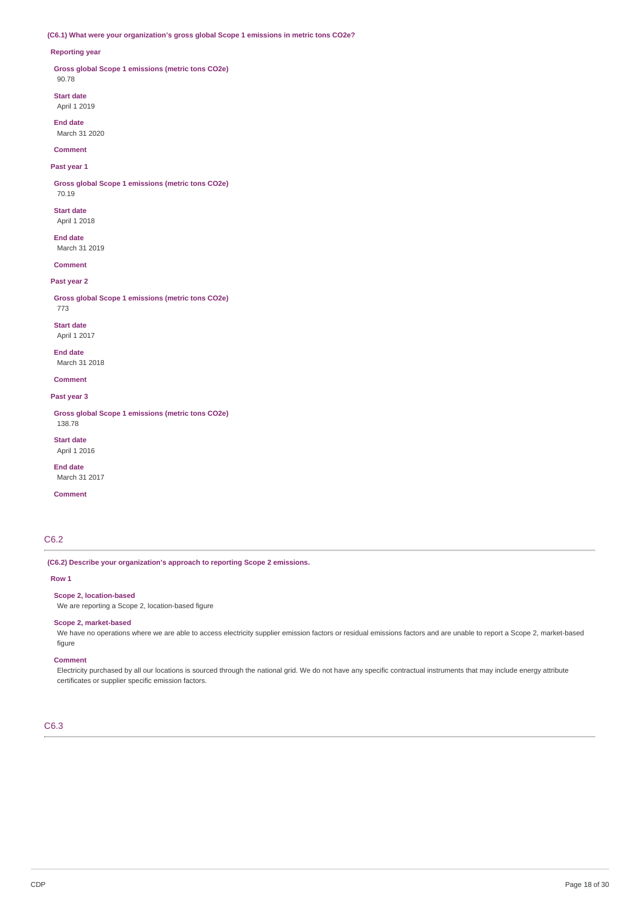**(C6.1) What were your organization's gross global Scope 1 emissions in metric tons CO2e?**

**Reporting year**

**Gross global Scope 1 emissions (metric tons CO2e)**
90.78

**Start date**
April 1 2019

**End date**
March 31 2020

**Comment**

**Past year 1**

**Gross global Scope 1 emissions (metric tons CO2e)**
70.19

**Start date**
April 1 2018

**End date**
March 31 2019

**Comment**

**Past year 2**

**Gross global Scope 1 emissions (metric tons CO2e)**
773

**Start date**
April 1 2017

**End date**
March 31 2018

**Comment**

**Past year 3**

**Gross global Scope 1 emissions (metric tons CO2e)**
138.78

**Start date**
April 1 2016

**End date**
March 31 2017

**Comment**

## C6.2

**(C6.2) Describe your organization's approach to reporting Scope 2 emissions.**

**Row 1**

**Scope 2, location-based**
We are reporting a Scope 2, location-based figure

**Scope 2, market-based**
We have no operations where we are able to access electricity supplier emission factors or residual emissions factors and are unable to report a Scope 2, market-based figure

**Comment**
Electricity purchased by all our locations is sourced through the national grid. We do not have any specific contractual instruments that may include energy attribute certificates or supplier specific emission factors.

## C6.3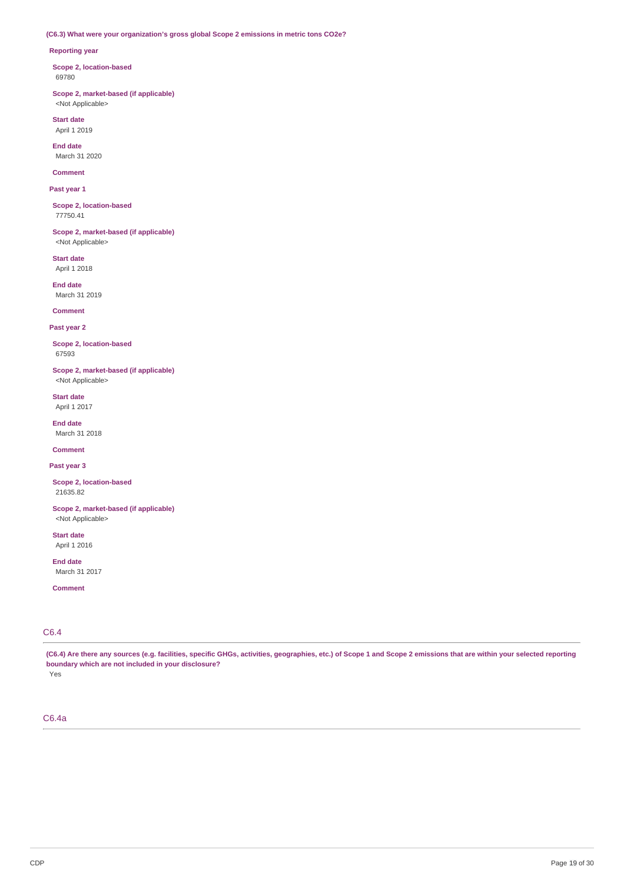**(C6.3) What were your organization's gross global Scope 2 emissions in metric tons CO2e?**

**Reporting year**

**Scope 2, location-based**
69780

**Scope 2, market-based (if applicable)**
<Not Applicable>

**Start date**
April 1 2019

**End date**
March 31 2020

**Comment**

**Past year 1**

**Scope 2, location-based**
77750.41

**Scope 2, market-based (if applicable)**
<Not Applicable>

**Start date**
April 1 2018

**End date**
March 31 2019

**Comment**

**Past year 2**

**Scope 2, location-based**
67593

**Scope 2, market-based (if applicable)**
<Not Applicable>

**Start date**
April 1 2017

**End date**
March 31 2018

**Comment**

**Past year 3**

**Scope 2, location-based**
21635.82

**Scope 2, market-based (if applicable)**
<Not Applicable>

**Start date**
April 1 2016

**End date**
March 31 2017

**Comment**

## C6.4

**(C6.4) Are there any sources (e.g. facilities, specific GHGs, activities, geographies, etc.) of Scope 1 and Scope 2 emissions that are within your selected reporting boundary which are not included in your disclosure?**
Yes

## C6.4a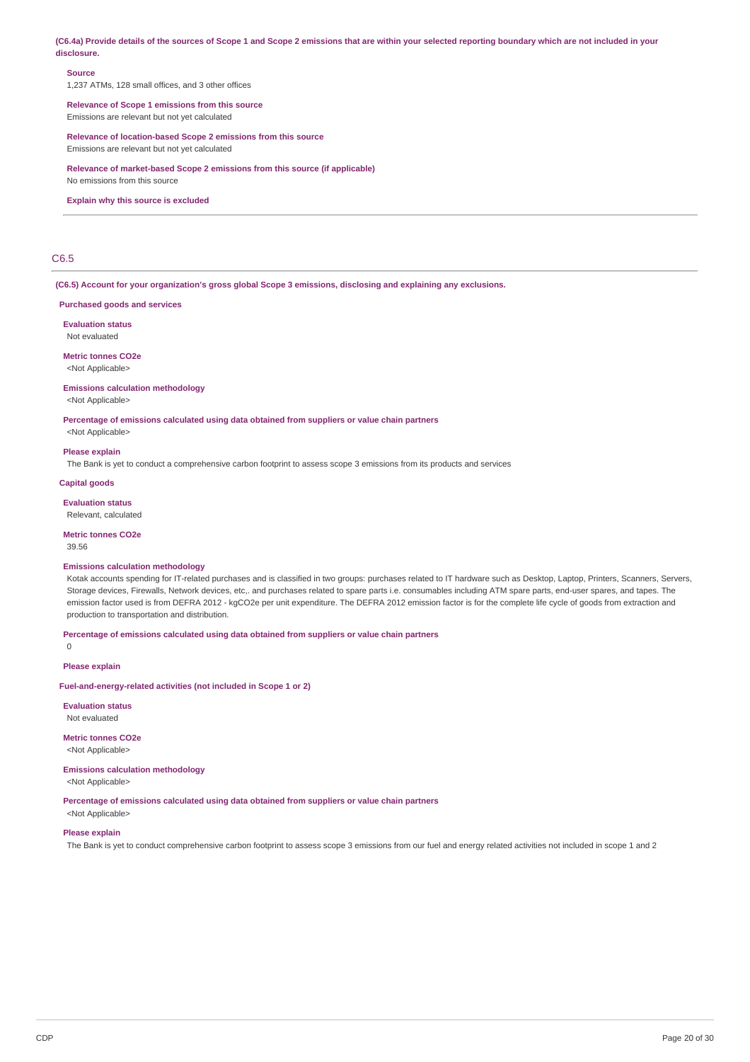**(C6.4a) Provide details of the sources of Scope 1 and Scope 2 emissions that are within your selected reporting boundary which are not included in your disclosure.**

**Source**

1,237 ATMs, 128 small offices, and 3 other offices

**Relevance of Scope 1 emissions from this source**

Emissions are relevant but not yet calculated

**Relevance of location-based Scope 2 emissions from this source**

Emissions are relevant but not yet calculated

**Relevance of market-based Scope 2 emissions from this source (if applicable)**

No emissions from this source

**Explain why this source is excluded**

## C6.5

**(C6.5) Account for your organization's gross global Scope 3 emissions, disclosing and explaining any exclusions.**

**Purchased goods and services**

**Evaluation status**

Not evaluated

**Metric tonnes CO2e**

<Not Applicable>

**Emissions calculation methodology**

<Not Applicable>

**Percentage of emissions calculated using data obtained from suppliers or value chain partners**

<Not Applicable>

**Please explain**

The Bank is yet to conduct a comprehensive carbon footprint to assess scope 3 emissions from its products and services

**Capital goods**

**Evaluation status**

Relevant, calculated

**Metric tonnes CO2e**

39.56

**Emissions calculation methodology**

Kotak accounts spending for IT-related purchases and is classified in two groups: purchases related to IT hardware such as Desktop, Laptop, Printers, Scanners, Servers, Storage devices, Firewalls, Network devices, etc,. and purchases related to spare parts i.e. consumables including ATM spare parts, end-user spares, and tapes. The emission factor used is from DEFRA 2012 - kgCO2e per unit expenditure. The DEFRA 2012 emission factor is for the complete life cycle of goods from extraction and production to transportation and distribution.

**Percentage of emissions calculated using data obtained from suppliers or value chain partners**

0

**Please explain**

**Fuel-and-energy-related activities (not included in Scope 1 or 2)**

**Evaluation status**

Not evaluated

**Metric tonnes CO2e**

<Not Applicable>

**Emissions calculation methodology**

<Not Applicable>

**Percentage of emissions calculated using data obtained from suppliers or value chain partners**

<Not Applicable>

**Please explain**

The Bank is yet to conduct comprehensive carbon footprint to assess scope 3 emissions from our fuel and energy related activities not included in scope 1 and 2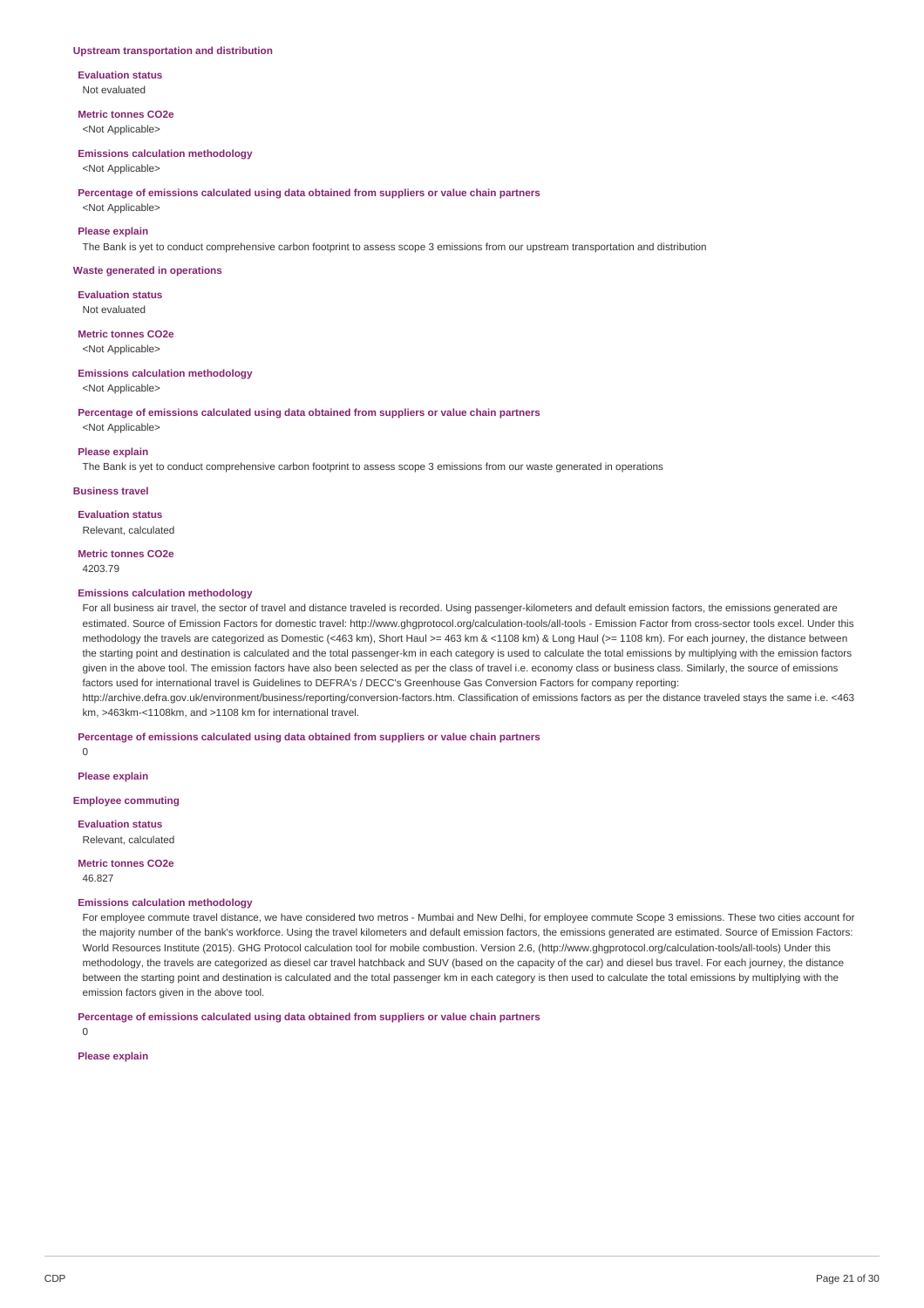### Upstream transportation and distribution

**Evaluation status**

Not evaluated

**Metric tonnes CO2e**

<Not Applicable>

**Emissions calculation methodology**

<Not Applicable>

**Percentage of emissions calculated using data obtained from suppliers or value chain partners**

<Not Applicable>

**Please explain**

The Bank is yet to conduct comprehensive carbon footprint to assess scope 3 emissions from our upstream transportation and distribution

### Waste generated in operations

**Evaluation status**

Not evaluated

**Metric tonnes CO2e**

<Not Applicable>

**Emissions calculation methodology**

<Not Applicable>

**Percentage of emissions calculated using data obtained from suppliers or value chain partners**

<Not Applicable>

**Please explain**

The Bank is yet to conduct comprehensive carbon footprint to assess scope 3 emissions from our waste generated in operations

### Business travel

**Evaluation status**

Relevant, calculated

**Metric tonnes CO2e**

4203.79

**Emissions calculation methodology**

For all business air travel, the sector of travel and distance traveled is recorded. Using passenger-kilometers and default emission factors, the emissions generated are estimated. Source of Emission Factors for domestic travel: http://www.ghgprotocol.org/calculation-tools/all-tools - Emission Factor from cross-sector tools excel. Under this methodology the travels are categorized as Domestic (<463 km), Short Haul >= 463 km & <1108 km) & Long Haul (>= 1108 km). For each journey, the distance between the starting point and destination is calculated and the total passenger-km in each category is used to calculate the total emissions by multiplying with the emission factors given in the above tool. The emission factors have also been selected as per the class of travel i.e. economy class or business class. Similarly, the source of emissions factors used for international travel is Guidelines to DEFRA's / DECC's Greenhouse Gas Conversion Factors for company reporting: http://archive.defra.gov.uk/environment/business/reporting/conversion-factors.htm. Classification of emissions factors as per the distance traveled stays the same i.e. <463 km, >463km-<1108km, and >1108 km for international travel.

**Percentage of emissions calculated using data obtained from suppliers or value chain partners**

0

**Please explain**

### Employee commuting

**Evaluation status**

Relevant, calculated

**Metric tonnes CO2e**

46.827

**Emissions calculation methodology**

For employee commute travel distance, we have considered two metros - Mumbai and New Delhi, for employee commute Scope 3 emissions. These two cities account for the majority number of the bank's workforce. Using the travel kilometers and default emission factors, the emissions generated are estimated. Source of Emission Factors: World Resources Institute (2015). GHG Protocol calculation tool for mobile combustion. Version 2.6, (http://www.ghgprotocol.org/calculation-tools/all-tools) Under this methodology, the travels are categorized as diesel car travel hatchback and SUV (based on the capacity of the car) and diesel bus travel. For each journey, the distance between the starting point and destination is calculated and the total passenger km in each category is then used to calculate the total emissions by multiplying with the emission factors given in the above tool.

**Percentage of emissions calculated using data obtained from suppliers or value chain partners**

0

**Please explain**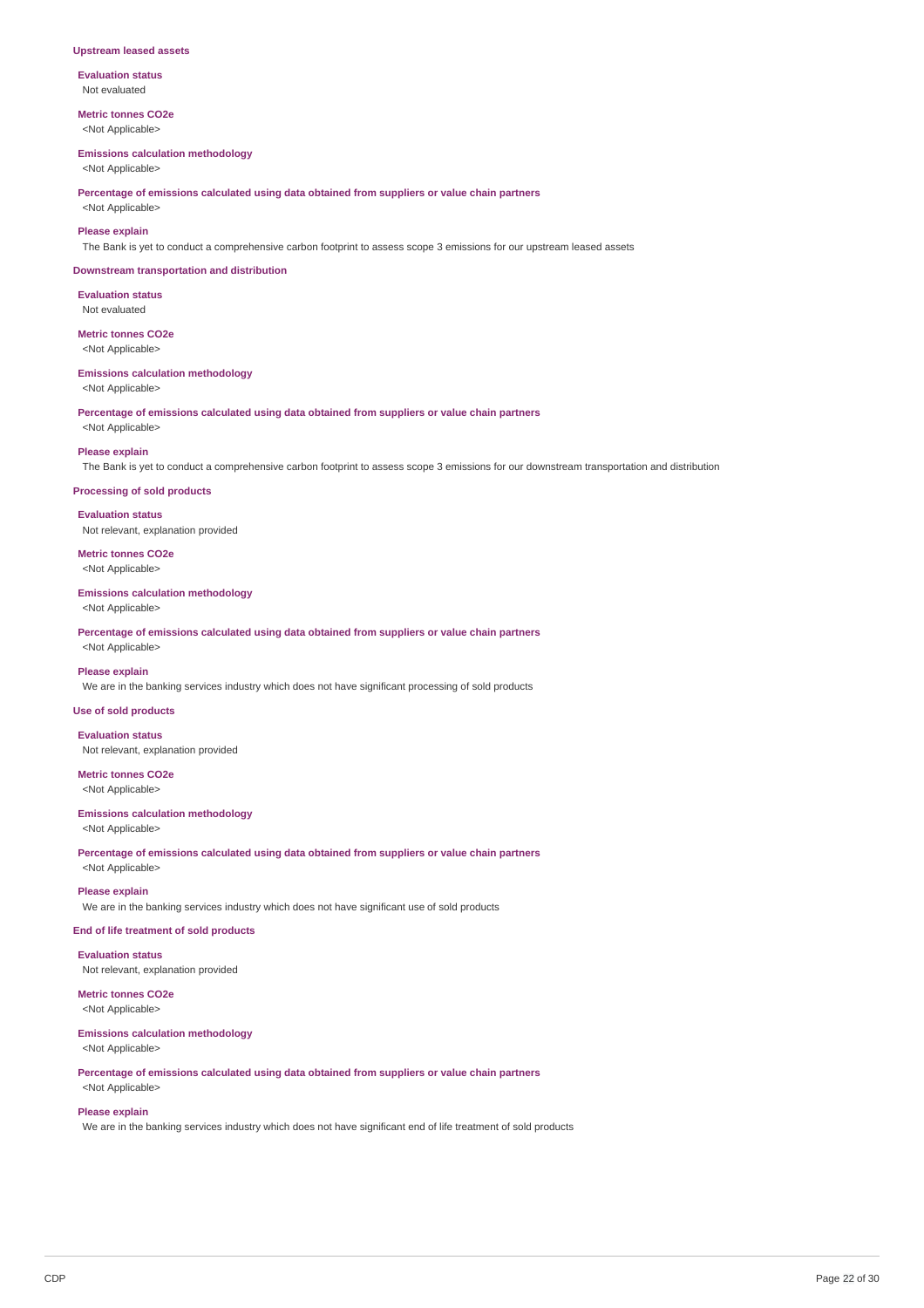### Upstream leased assets

**Evaluation status**
Not evaluated

**Metric tonnes CO2e**
<Not Applicable>

**Emissions calculation methodology**
<Not Applicable>

**Percentage of emissions calculated using data obtained from suppliers or value chain partners**
<Not Applicable>

**Please explain**
The Bank is yet to conduct a comprehensive carbon footprint to assess scope 3 emissions for our upstream leased assets

### Downstream transportation and distribution

**Evaluation status**
Not evaluated

**Metric tonnes CO2e**
<Not Applicable>

**Emissions calculation methodology**
<Not Applicable>

**Percentage of emissions calculated using data obtained from suppliers or value chain partners**
<Not Applicable>

**Please explain**
The Bank is yet to conduct a comprehensive carbon footprint to assess scope 3 emissions for our downstream transportation and distribution

### Processing of sold products

**Evaluation status**
Not relevant, explanation provided

**Metric tonnes CO2e**
<Not Applicable>

**Emissions calculation methodology**
<Not Applicable>

**Percentage of emissions calculated using data obtained from suppliers or value chain partners**
<Not Applicable>

**Please explain**
We are in the banking services industry which does not have significant processing of sold products

### Use of sold products

**Evaluation status**
Not relevant, explanation provided

**Metric tonnes CO2e**
<Not Applicable>

**Emissions calculation methodology**
<Not Applicable>

**Percentage of emissions calculated using data obtained from suppliers or value chain partners**
<Not Applicable>

**Please explain**
We are in the banking services industry which does not have significant use of sold products

### End of life treatment of sold products

**Evaluation status**
Not relevant, explanation provided

**Metric tonnes CO2e**
<Not Applicable>

**Emissions calculation methodology**
<Not Applicable>

**Percentage of emissions calculated using data obtained from suppliers or value chain partners**
<Not Applicable>

**Please explain**
We are in the banking services industry which does not have significant end of life treatment of sold products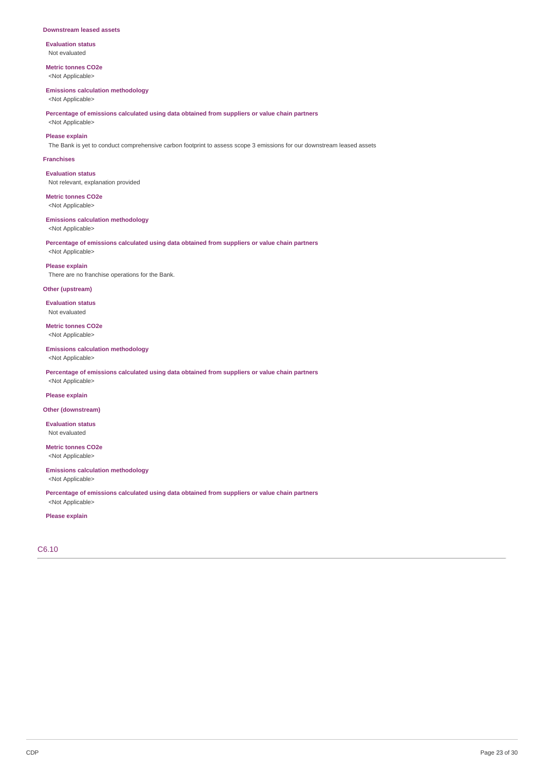### Downstream leased assets

**Evaluation status**
Not evaluated

**Metric tonnes CO2e**
<Not Applicable>

**Emissions calculation methodology**
<Not Applicable>

**Percentage of emissions calculated using data obtained from suppliers or value chain partners**
<Not Applicable>

**Please explain**
The Bank is yet to conduct comprehensive carbon footprint to assess scope 3 emissions for our downstream leased assets

### Franchises

**Evaluation status**
Not relevant, explanation provided

**Metric tonnes CO2e**
<Not Applicable>

**Emissions calculation methodology**
<Not Applicable>

**Percentage of emissions calculated using data obtained from suppliers or value chain partners**
<Not Applicable>

**Please explain**
There are no franchise operations for the Bank.

### Other (upstream)

**Evaluation status**
Not evaluated

**Metric tonnes CO2e**
<Not Applicable>

**Emissions calculation methodology**
<Not Applicable>

**Percentage of emissions calculated using data obtained from suppliers or value chain partners**
<Not Applicable>

**Please explain**

### Other (downstream)

**Evaluation status**
Not evaluated

**Metric tonnes CO2e**
<Not Applicable>

**Emissions calculation methodology**
<Not Applicable>

**Percentage of emissions calculated using data obtained from suppliers or value chain partners**
<Not Applicable>

**Please explain**

## C6.10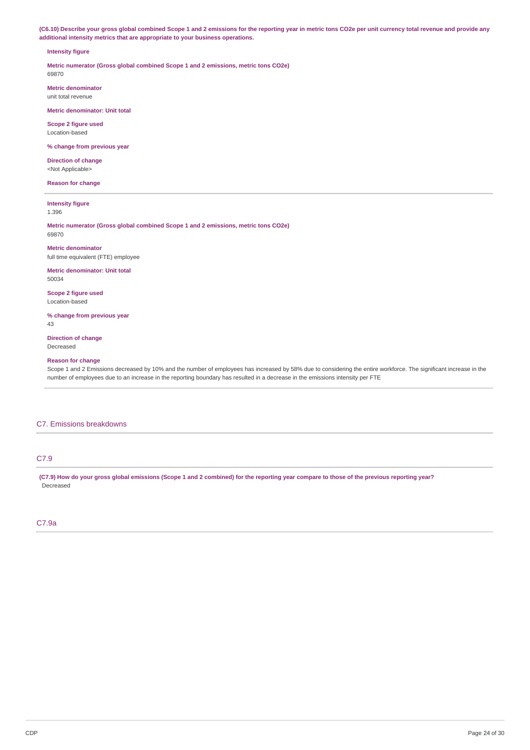**(C6.10) Describe your gross global combined Scope 1 and 2 emissions for the reporting year in metric tons CO2e per unit currency total revenue and provide any additional intensity metrics that are appropriate to your business operations.**

**Intensity figure**

**Metric numerator (Gross global combined Scope 1 and 2 emissions, metric tons CO2e)**
69870

**Metric denominator**
unit total revenue

**Metric denominator: Unit total**

**Scope 2 figure used**
Location-based

**% change from previous year**

**Direction of change**
<Not Applicable>

**Reason for change**

---

**Intensity figure**
1.396

**Metric numerator (Gross global combined Scope 1 and 2 emissions, metric tons CO2e)**
69870

**Metric denominator**
full time equivalent (FTE) employee

**Metric denominator: Unit total**
50034

**Scope 2 figure used**
Location-based

**% change from previous year**
43

**Direction of change**
Decreased

**Reason for change**
Scope 1 and 2 Emissions decreased by 10% and the number of employees has increased by 58% due to considering the entire workforce. The significant increase in the number of employees due to an increase in the reporting boundary has resulted in a decrease in the emissions intensity per FTE

---

## C7. Emissions breakdowns

### C7.9

**(C7.9) How do your gross global emissions (Scope 1 and 2 combined) for the reporting year compare to those of the previous reporting year?**
Decreased

### C7.9a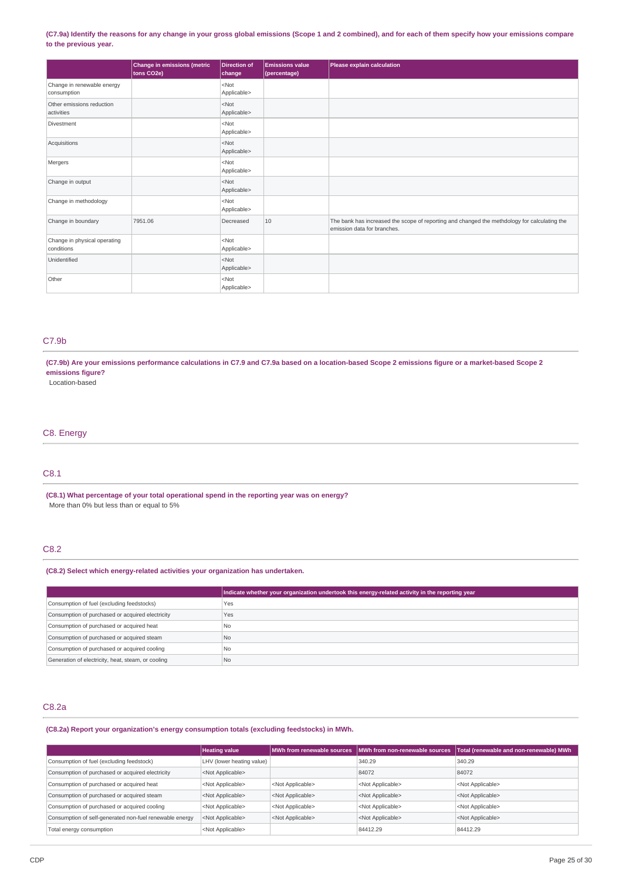**(C7.9a) Identify the reasons for any change in your gross global emissions (Scope 1 and 2 combined), and for each of them specify how your emissions compare to the previous year.**

| | Change in emissions (metric tons CO2e) | Direction of change | Emissions value (percentage) | Please explain calculation |
|---|---|---|---|---|
| Change in renewable energy consumption | | <Not Applicable> | | |
| Other emissions reduction activities | | <Not Applicable> | | |
| Divestment | | <Not Applicable> | | |
| Acquisitions | | <Not Applicable> | | |
| Mergers | | <Not Applicable> | | |
| Change in output | | <Not Applicable> | | |
| Change in methodology | | <Not Applicable> | | |
| Change in boundary | 7951.06 | Decreased | 10 | The bank has increased the scope of reporting and changed the methdology for calculating the emission data for branches. |
| Change in physical operating conditions | | <Not Applicable> | | |
| Unidentified | | <Not Applicable> | | |
| Other | | <Not Applicable> | | |

## C7.9b

**(C7.9b) Are your emissions performance calculations in C7.9 and C7.9a based on a location-based Scope 2 emissions figure or a market-based Scope 2 emissions figure?**

Location-based

# C8. Energy

## C8.1

**(C8.1) What percentage of your total operational spend in the reporting year was on energy?**

More than 0% but less than or equal to 5%

## C8.2

**(C8.2) Select which energy-related activities your organization has undertaken.**

| | Indicate whether your organization undertook this energy-related activity in the reporting year |
|---|---|
| Consumption of fuel (excluding feedstocks) | Yes |
| Consumption of purchased or acquired electricity | Yes |
| Consumption of purchased or acquired heat | No |
| Consumption of purchased or acquired steam | No |
| Consumption of purchased or acquired cooling | No |
| Generation of electricity, heat, steam, or cooling | No |

## C8.2a

**(C8.2a) Report your organization's energy consumption totals (excluding feedstocks) in MWh.**

| | Heating value | MWh from renewable sources | MWh from non-renewable sources | Total (renewable and non-renewable) MWh |
|---|---|---|---|---|
| Consumption of fuel (excluding feedstock) | LHV (lower heating value) | | 340.29 | 340.29 |
| Consumption of purchased or acquired electricity | <Not Applicable> | | 84072 | 84072 |
| Consumption of purchased or acquired heat | <Not Applicable> | <Not Applicable> | <Not Applicable> | <Not Applicable> |
| Consumption of purchased or acquired steam | <Not Applicable> | <Not Applicable> | <Not Applicable> | <Not Applicable> |
| Consumption of purchased or acquired cooling | <Not Applicable> | <Not Applicable> | <Not Applicable> | <Not Applicable> |
| Consumption of self-generated non-fuel renewable energy | <Not Applicable> | <Not Applicable> | <Not Applicable> | <Not Applicable> |
| Total energy consumption | <Not Applicable> | | 84412.29 | 84412.29 |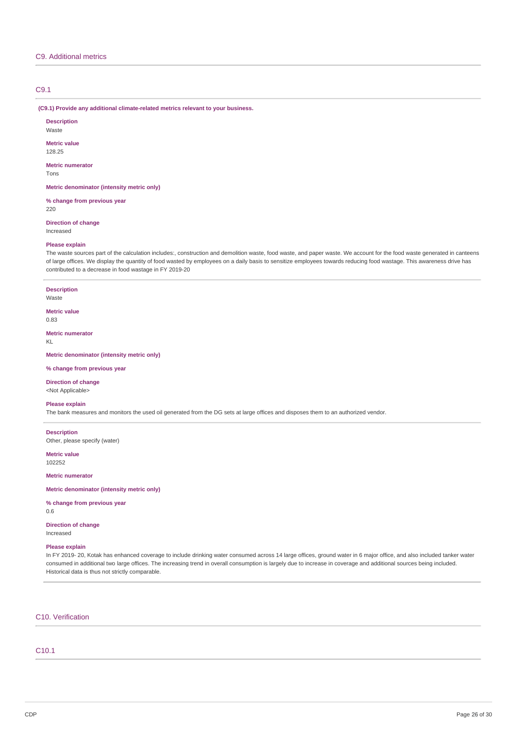## C9. Additional metrics

### C9.1

**(C9.1) Provide any additional climate-related metrics relevant to your business.**

**Description**
Waste

**Metric value**
128.25

**Metric numerator**
Tons

**Metric denominator (intensity metric only)**

**% change from previous year**
220

**Direction of change**
Increased

**Please explain**
The waste sources part of the calculation includes:, construction and demolition waste, food waste, and paper waste. We account for the food waste generated in canteens of large offices. We display the quantity of food wasted by employees on a daily basis to sensitize employees towards reducing food wastage. This awareness drive has contributed to a decrease in food wastage in FY 2019-20

---

**Description**
Waste

**Metric value**
0.83

**Metric numerator**
KL

**Metric denominator (intensity metric only)**

**% change from previous year**

**Direction of change**
<Not Applicable>

**Please explain**
The bank measures and monitors the used oil generated from the DG sets at large offices and disposes them to an authorized vendor.

---

**Description**
Other, please specify (water)

**Metric value**
102252

**Metric numerator**

**Metric denominator (intensity metric only)**

**% change from previous year**
0.6

**Direction of change**
Increased

**Please explain**
In FY 2019- 20, Kotak has enhanced coverage to include drinking water consumed across 14 large offices, ground water in 6 major office, and also included tanker water consumed in additional two large offices. The increasing trend in overall consumption is largely due to increase in coverage and additional sources being included. Historical data is thus not strictly comparable.

## C10. Verification

### C10.1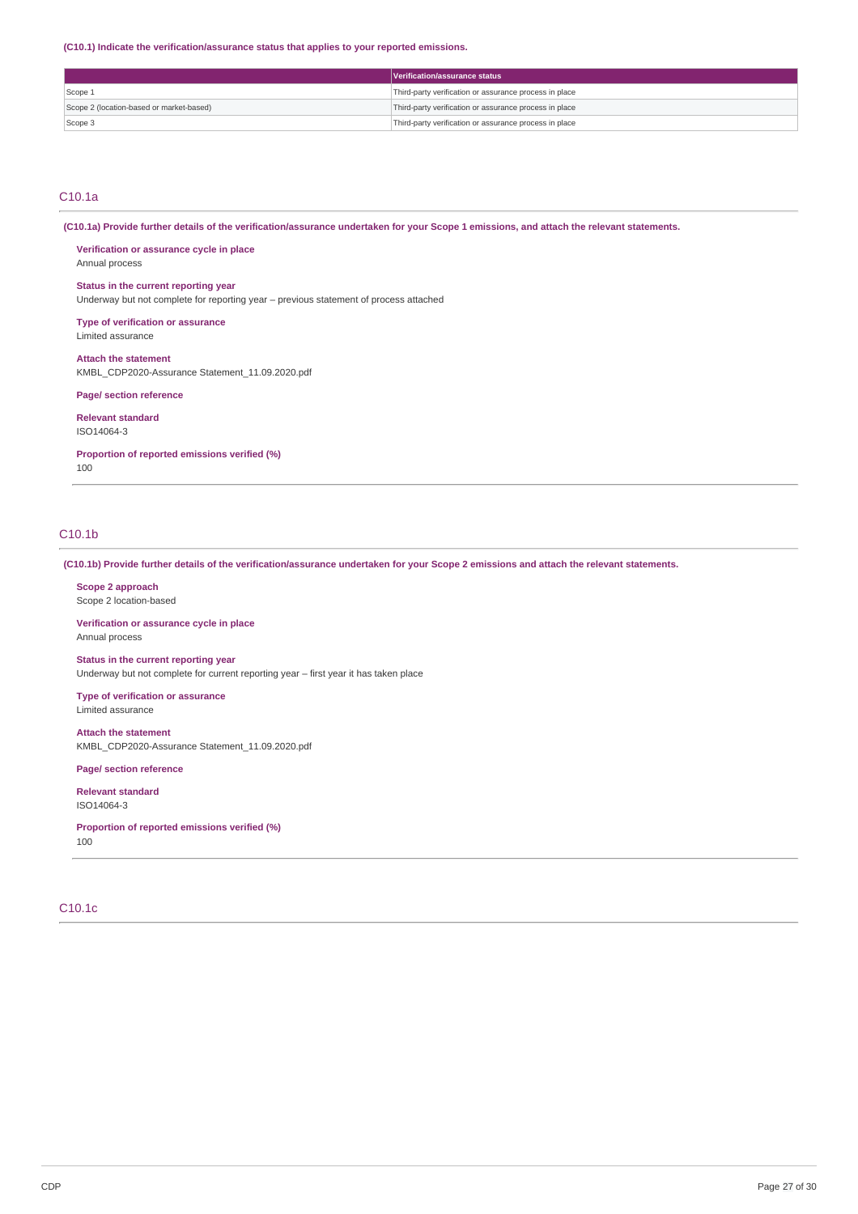**(C10.1) Indicate the verification/assurance status that applies to your reported emissions.**

| | Verification/assurance status |
|---|---|
| Scope 1 | Third-party verification or assurance process in place |
| Scope 2 (location-based or market-based) | Third-party verification or assurance process in place |
| Scope 3 | Third-party verification or assurance process in place |

## C10.1a

**(C10.1a) Provide further details of the verification/assurance undertaken for your Scope 1 emissions, and attach the relevant statements.**

**Verification or assurance cycle in place**
Annual process

**Status in the current reporting year**
Underway but not complete for reporting year – previous statement of process attached

**Type of verification or assurance**
Limited assurance

**Attach the statement**
KMBL_CDP2020-Assurance Statement_11.09.2020.pdf

**Page/ section reference**

**Relevant standard**
ISO14064-3

**Proportion of reported emissions verified (%)**
100

## C10.1b

**(C10.1b) Provide further details of the verification/assurance undertaken for your Scope 2 emissions and attach the relevant statements.**

**Scope 2 approach**
Scope 2 location-based

**Verification or assurance cycle in place**
Annual process

**Status in the current reporting year**
Underway but not complete for current reporting year – first year it has taken place

**Type of verification or assurance**
Limited assurance

**Attach the statement**
KMBL_CDP2020-Assurance Statement_11.09.2020.pdf

**Page/ section reference**

**Relevant standard**
ISO14064-3

**Proportion of reported emissions verified (%)**
100

## C10.1c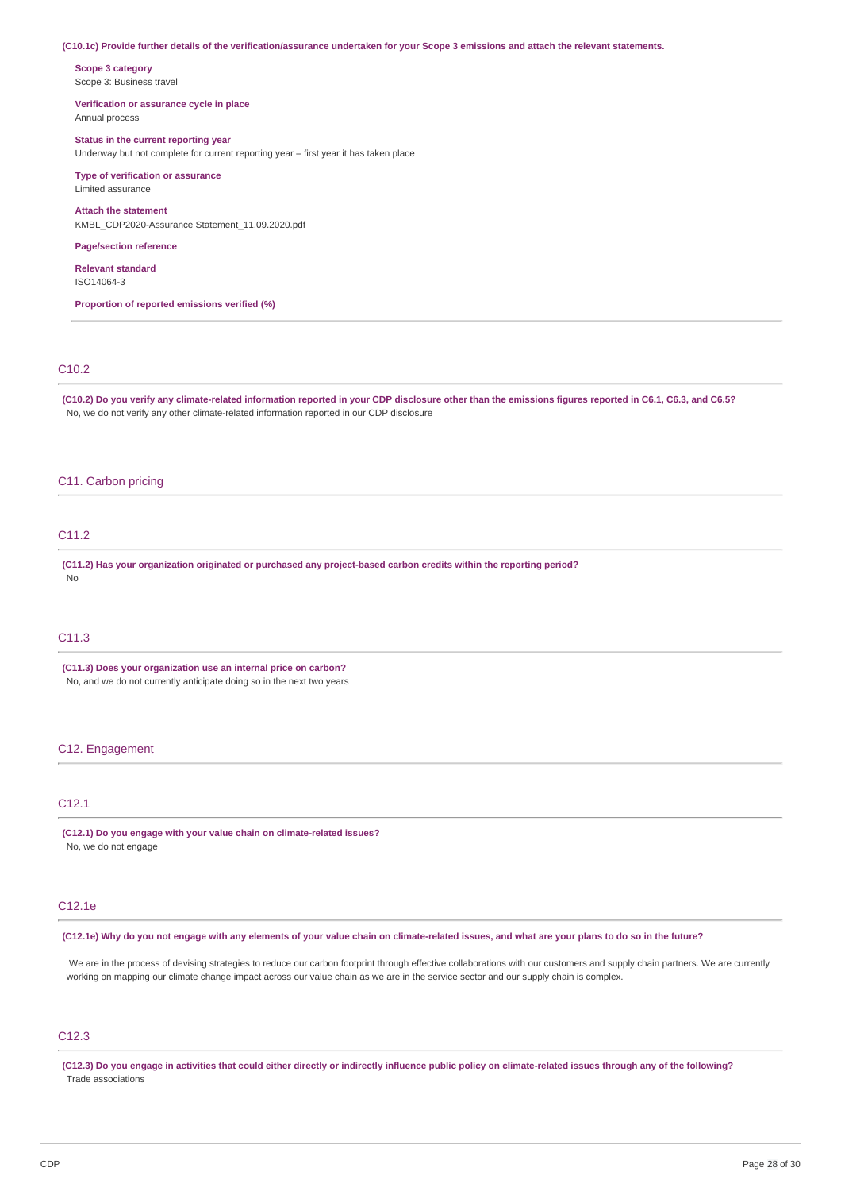**(C10.1c) Provide further details of the verification/assurance undertaken for your Scope 3 emissions and attach the relevant statements.**

**Scope 3 category**
Scope 3: Business travel

**Verification or assurance cycle in place**
Annual process

**Status in the current reporting year**
Underway but not complete for current reporting year – first year it has taken place

**Type of verification or assurance**
Limited assurance

**Attach the statement**
KMBL_CDP2020-Assurance Statement_11.09.2020.pdf

**Page/section reference**

**Relevant standard**
ISO14064-3

**Proportion of reported emissions verified (%)**

## C10.2

**(C10.2) Do you verify any climate-related information reported in your CDP disclosure other than the emissions figures reported in C6.1, C6.3, and C6.5?**
No, we do not verify any other climate-related information reported in our CDP disclosure

# C11. Carbon pricing

## C11.2

**(C11.2) Has your organization originated or purchased any project-based carbon credits within the reporting period?**
No

## C11.3

**(C11.3) Does your organization use an internal price on carbon?**
No, and we do not currently anticipate doing so in the next two years

# C12. Engagement

## C12.1

**(C12.1) Do you engage with your value chain on climate-related issues?**
No, we do not engage

## C12.1e

**(C12.1e) Why do you not engage with any elements of your value chain on climate-related issues, and what are your plans to do so in the future?**

We are in the process of devising strategies to reduce our carbon footprint through effective collaborations with our customers and supply chain partners. We are currently working on mapping our climate change impact across our value chain as we are in the service sector and our supply chain is complex.

## C12.3

**(C12.3) Do you engage in activities that could either directly or indirectly influence public policy on climate-related issues through any of the following?**
Trade associations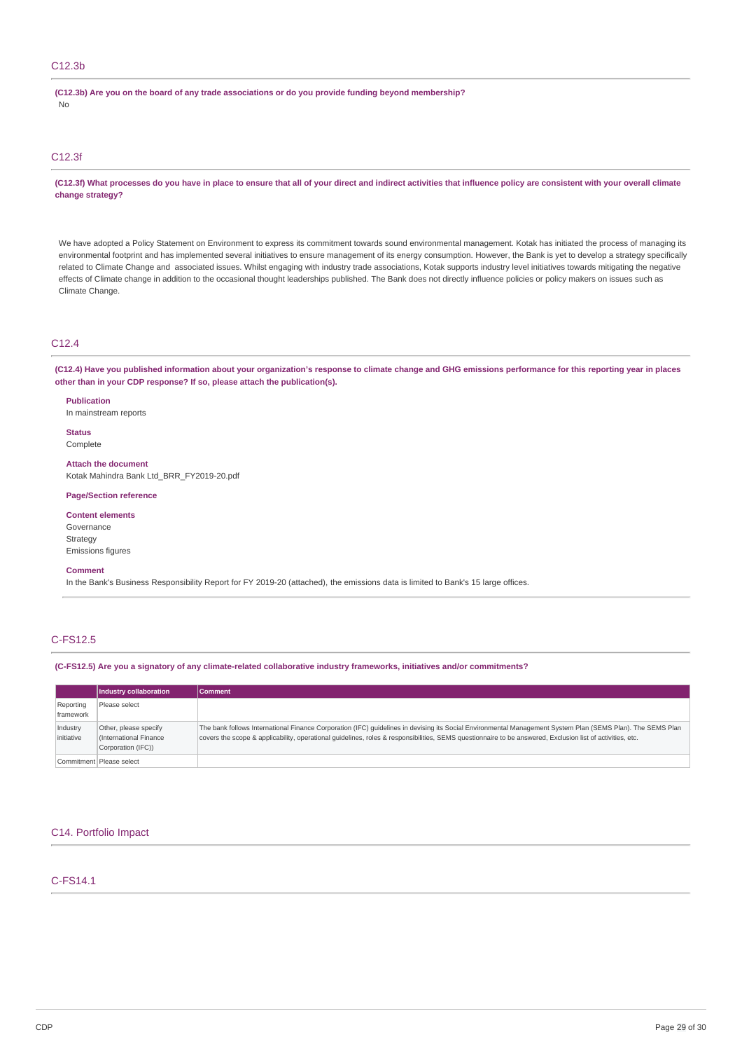## C12.3b

**(C12.3b) Are you on the board of any trade associations or do you provide funding beyond membership?**

No

## C12.3f

**(C12.3f) What processes do you have in place to ensure that all of your direct and indirect activities that influence policy are consistent with your overall climate change strategy?**

We have adopted a Policy Statement on Environment to express its commitment towards sound environmental management. Kotak has initiated the process of managing its environmental footprint and has implemented several initiatives to ensure management of its energy consumption. However, the Bank is yet to develop a strategy specifically related to Climate Change and associated issues. Whilst engaging with industry trade associations, Kotak supports industry level initiatives towards mitigating the negative effects of Climate change in addition to the occasional thought leaderships published. The Bank does not directly influence policies or policy makers on issues such as Climate Change.

## C12.4

**(C12.4) Have you published information about your organization's response to climate change and GHG emissions performance for this reporting year in places other than in your CDP response? If so, please attach the publication(s).**

**Publication**
In mainstream reports

**Status**
Complete

**Attach the document**
Kotak Mahindra Bank Ltd_BRR_FY2019-20.pdf

**Page/Section reference**

**Content elements**
Governance
Strategy
Emissions figures

**Comment**
In the Bank's Business Responsibility Report for FY 2019-20 (attached), the emissions data is limited to Bank's 15 large offices.

## C-FS12.5

**(C-FS12.5) Are you a signatory of any climate-related collaborative industry frameworks, initiatives and/or commitments?**

| | Industry collaboration | Comment |
|---|---|---|
| Reporting framework | Please select | |
| Industry initiative | Other, please specify (International Finance Corporation (IFC)) | The bank follows International Finance Corporation (IFC) guidelines in devising its Social Environmental Management System Plan (SEMS Plan). The SEMS Plan covers the scope & applicability, operational guidelines, roles & responsibilities, SEMS questionnaire to be answered, Exclusion list of activities, etc. |
| Commitment | Please select | |

# C14. Portfolio Impact

## C-FS14.1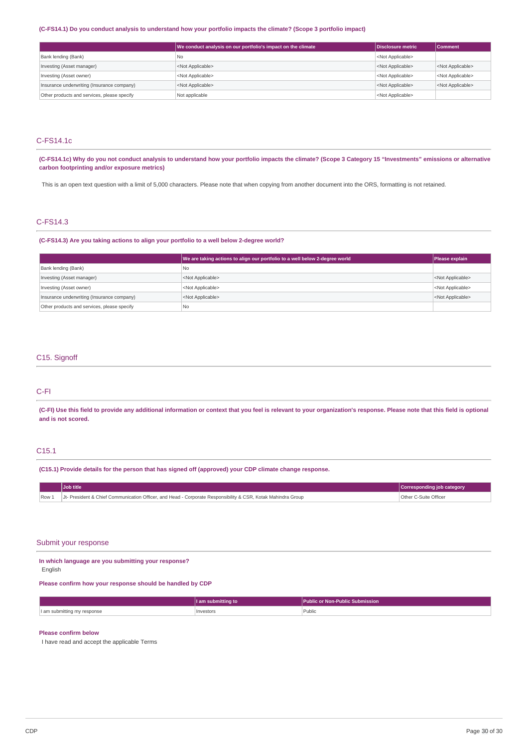**(C-FS14.1) Do you conduct analysis to understand how your portfolio impacts the climate? (Scope 3 portfolio impact)**

| | We conduct analysis on our portfolio's impact on the climate | Disclosure metric | Comment |
|---|---|---|---|
| Bank lending (Bank) | No | <Not Applicable> | |
| Investing (Asset manager) | <Not Applicable> | <Not Applicable> | <Not Applicable> |
| Investing (Asset owner) | <Not Applicable> | <Not Applicable> | <Not Applicable> |
| Insurance underwriting (Insurance company) | <Not Applicable> | <Not Applicable> | <Not Applicable> |
| Other products and services, please specify | Not applicable | <Not Applicable> | |

## C-FS14.1c

**(C-FS14.1c) Why do you not conduct analysis to understand how your portfolio impacts the climate? (Scope 3 Category 15 "Investments" emissions or alternative carbon footprinting and/or exposure metrics)**

This is an open text question with a limit of 5,000 characters. Please note that when copying from another document into the ORS, formatting is not retained.

## C-FS14.3

**(C-FS14.3) Are you taking actions to align your portfolio to a well below 2-degree world?**

| | We are taking actions to align our portfolio to a well below 2-degree world | Please explain |
|---|---|---|
| Bank lending (Bank) | No | |
| Investing (Asset manager) | <Not Applicable> | <Not Applicable> |
| Investing (Asset owner) | <Not Applicable> | <Not Applicable> |
| Insurance underwriting (Insurance company) | <Not Applicable> | <Not Applicable> |
| Other products and services, please specify | No | |

## C15. Signoff

## C-FI

**(C-FI) Use this field to provide any additional information or context that you feel is relevant to your organization's response. Please note that this field is optional and is not scored.**

## C15.1

**(C15.1) Provide details for the person that has signed off (approved) your CDP climate change response.**

| | Job title | Corresponding job category |
|---|---|---|
| Row 1 | Jt- President & Chief Communication Officer, and Head - Corporate Responsibility & CSR, Kotak Mahindra Group | Other C-Suite Officer |

## Submit your response

**In which language are you submitting your response?**

English

**Please confirm how your response should be handled by CDP**

| | I am submitting to | Public or Non-Public Submission |
|---|---|---|
| I am submitting my response | Investors | Public |

**Please confirm below**

I have read and accept the applicable Terms